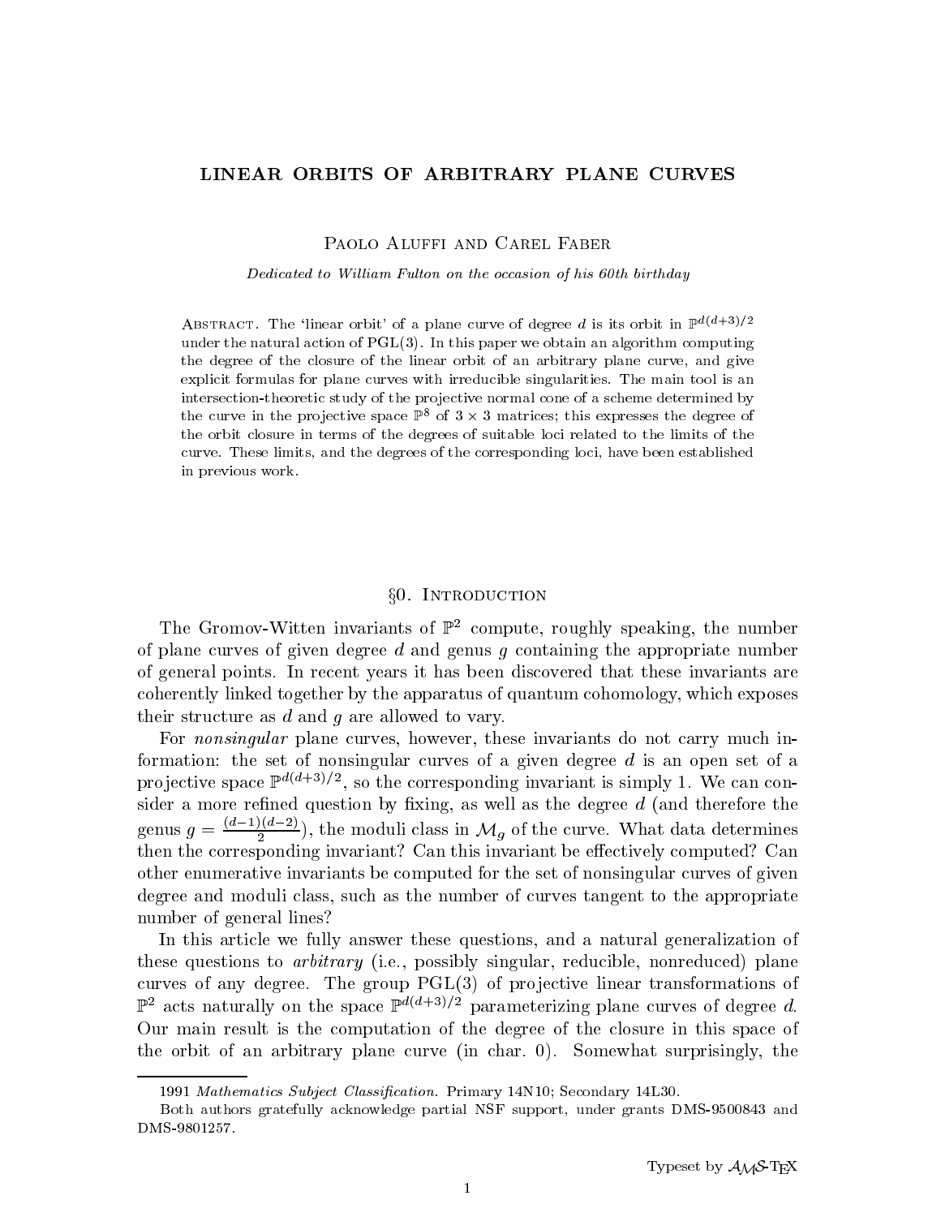# LINEAR ORBITS OF ARBITRARY PLANE CURVES

Paolo Aluffi and Carel Faber

*Dedicated to William Fulton on the occasion of his 60th birthday*

Abstract. The 'linear orbit' of a plane curve of degree $d$ is its orbit in $\mathbb{P}^{d(d+3)/2}$ under the natural action of $\mathrm{PGL}(3)$. In this paper we obtain an algorithm computing the degree of the closure of the linear orbit of an arbitrary plane curve, and give explicit formulas for plane curves with irreducible singularities. The main tool is an intersection-theoretic study of the projective normal cone of a scheme determined by the curve in the projective space $\mathbb{P}^8$ of $3 \times 3$ matrices; this expresses the degree of the orbit closure in terms of the degrees of suitable loci related to the limits of the curve. These limits, and the degrees of the corresponding loci, have been established in previous work.

## §0. Introduction

The Gromov-Witten invariants of $\mathbb{P}^2$ compute, roughly speaking, the number of plane curves of given degree $d$ and genus $g$ containing the appropriate number of general points. In recent years it has been discovered that these invariants are coherently linked together by the apparatus of quantum cohomology, which exposes their structure as $d$ and $g$ are allowed to vary.

For *nonsingular* plane curves, however, these invariants do not carry much information: the set of nonsingular curves of a given degree $d$ is an open set of a projective space $\mathbb{P}^{d(d+3)/2}$, so the corresponding invariant is simply 1. We can consider a more refined question by fixing, as well as the degree $d$ (and therefore the genus $g = \frac{(d-1)(d-2)}{2}$), the moduli class in $\mathcal{M}_g$ of the curve. What data determines then the corresponding invariant? Can this invariant be effectively computed? Can other enumerative invariants be computed for the set of nonsingular curves of given degree and moduli class, such as the number of curves tangent to the appropriate number of general lines?

In this article we fully answer these questions, and a natural generalization of these questions to *arbitrary* (i.e., possibly singular, reducible, nonreduced) plane curves of any degree. The group $\mathrm{PGL}(3)$ of projective linear transformations of $\mathbb{P}^2$ acts naturally on the space $\mathbb{P}^{d(d+3)/2}$ parameterizing plane curves of degree $d$. Our main result is the computation of the degree of the closure in this space of the orbit of an arbitrary plane curve (in char. 0). Somewhat surprisingly, the

---

1991 *Mathematics Subject Classification.* Primary 14N10; Secondary 14L30.

Both authors gratefully acknowledge partial NSF support, under grants DMS-9500843 and DMS-9801257.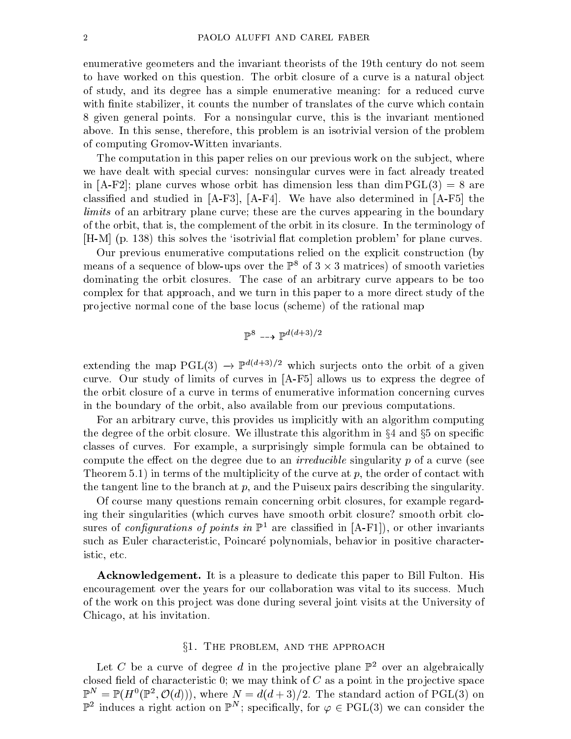enumerative geometers and the invariant theorists of the 19th century do not seem to have worked on this question. The orbit closure of a curve is a natural object of study, and its degree has a simple enumerative meaning: for a reduced curve with finite stabilizer, it counts the number of translates of the curve which contain 8 given general points. For a nonsingular curve, this is the invariant mentioned above. In this sense, therefore, this problem is an isotrivial version of the problem of computing Gromov-Witten invariants.

The computation in this paper relies on our previous work on the subject, where we have dealt with special curves: nonsingular curves were in fact already treated in [A-F2]; plane curves whose orbit has dimension less than $\dim \mathrm{PGL}(3) = 8$ are classified and studied in [A-F3], [A-F4]. We have also determined in [A-F5] the *limits* of an arbitrary plane curve; these are the curves appearing in the boundary of the orbit, that is, the complement of the orbit in its closure. In the terminology of [H-M] (p. 138) this solves the 'isotrivial flat completion problem' for plane curves.

Our previous enumerative computations relied on the explicit construction (by means of a sequence of blow-ups over the $\mathbb{P}^8$ of $3 \times 3$ matrices) of smooth varieties dominating the orbit closures. The case of an arbitrary curve appears to be too complex for that approach, and we turn in this paper to a more direct study of the projective normal cone of the base locus (scheme) of the rational map

$$\mathbb{P}^8 \dashrightarrow \mathbb{P}^{d(d+3)/2}$$

extending the map $\mathrm{PGL}(3) \to \mathbb{P}^{d(d+3)/2}$ which surjects onto the orbit of a given curve. Our study of limits of curves in [A-F5] allows us to express the degree of the orbit closure of a curve in terms of enumerative information concerning curves in the boundary of the orbit, also available from our previous computations.

For an arbitrary curve, this provides us implicitly with an algorithm computing the degree of the orbit closure. We illustrate this algorithm in §4 and §5 on specific classes of curves. For example, a surprisingly simple formula can be obtained to compute the effect on the degree due to an *irreducible* singularity $p$ of a curve (see Theorem 5.1) in terms of the multiplicity of the curve at $p$, the order of contact with the tangent line to the branch at $p$, and the Puiseux pairs describing the singularity.

Of course many questions remain concerning orbit closures, for example regarding their singularities (which curves have smooth orbit closure? smooth orbit closures of *configurations of points in* $\mathbb{P}^1$ are classified in [A-F1]), or other invariants such as Euler characteristic, Poincaré polynomials, behavior in positive characteristic, etc.

**Acknowledgement.** It is a pleasure to dedicate this paper to Bill Fulton. His encouragement over the years for our collaboration was vital to its success. Much of the work on this project was done during several joint visits at the University of Chicago, at his invitation.

## §1. The problem, and the approach

Let $C$ be a curve of degree $d$ in the projective plane $\mathbb{P}^2$ over an algebraically closed field of characteristic 0; we may think of $C$ as a point in the projective space $\mathbb{P}^N = \mathbb{P}(H^0(\mathbb{P}^2, \mathcal{O}(d)))$, where $N = d(d+3)/2$. The standard action of $\mathrm{PGL}(3)$ on $\mathbb{P}^2$ induces a right action on $\mathbb{P}^N$; specifically, for $\varphi \in \mathrm{PGL}(3)$ we can consider the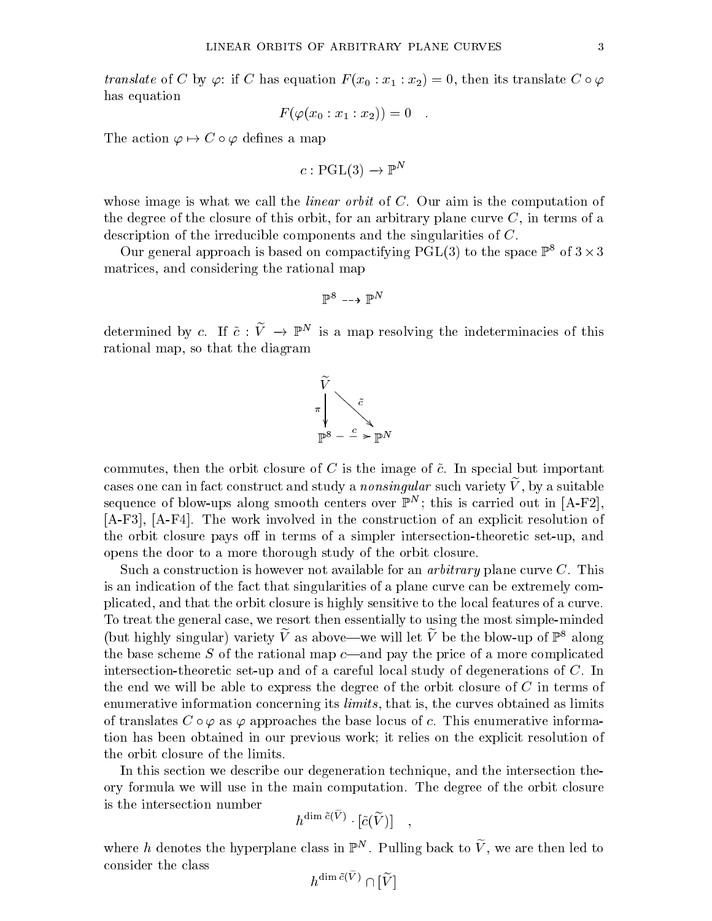*translate* of $C$ by $\varphi$: if $C$ has equation $F(x_0 : x_1 : x_2) = 0$, then its translate $C \circ \varphi$ has equation

$$F(\varphi(x_0 : x_1 : x_2)) = 0 \quad .$$

The action $\varphi \mapsto C \circ \varphi$ defines a map

$$c : \mathrm{PGL}(3) \to \mathbb{P}^N$$

whose image is what we call the *linear orbit* of $C$. Our aim is the computation of the degree of the closure of this orbit, for an arbitrary plane curve $C$, in terms of a description of the irreducible components and the singularities of $C$.

Our general approach is based on compactifying $\mathrm{PGL}(3)$ to the space $\mathbb{P}^8$ of $3 \times 3$ matrices, and considering the rational map

$$\mathbb{P}^8 \dashrightarrow \mathbb{P}^N$$

determined by $c$. If $\tilde{c} : \widetilde{V} \to \mathbb{P}^N$ is a map resolving the indeterminacies of this rational map, so that the diagram

$$\begin{array}{ccc} \widetilde{V} & & \\ {\scriptstyle \pi}\downarrow & \searrow^{\tilde{c}} & \\ \mathbb{P}^8 & \overset{c}{\dashrightarrow} & \mathbb{P}^N \end{array}$$

commutes, then the orbit closure of $C$ is the image of $\tilde{c}$. In special but important cases one can in fact construct and study a *nonsingular* such variety $\widetilde{V}$, by a suitable sequence of blow-ups along smooth centers over $\mathbb{P}^N$; this is carried out in [A-F2], [A-F3], [A-F4]. The work involved in the construction of an explicit resolution of the orbit closure pays off in terms of a simpler intersection-theoretic set-up, and opens the door to a more thorough study of the orbit closure.

Such a construction is however not available for an *arbitrary* plane curve $C$. This is an indication of the fact that singularities of a plane curve can be extremely complicated, and that the orbit closure is highly sensitive to the local features of a curve. To treat the general case, we resort then essentially to using the most simple-minded (but highly singular) variety $\widetilde{V}$ as above—we will let $\widetilde{V}$ be the blow-up of $\mathbb{P}^8$ along the base scheme $S$ of the rational map $c$—and pay the price of a more complicated intersection-theoretic set-up and of a careful local study of degenerations of $C$. In the end we will be able to express the degree of the orbit closure of $C$ in terms of enumerative information concerning its *limits*, that is, the curves obtained as limits of translates $C \circ \varphi$ as $\varphi$ approaches the base locus of $c$. This enumerative information has been obtained in our previous work; it relies on the explicit resolution of the orbit closure of the limits.

In this section we describe our degeneration technique, and the intersection theory formula we will use in the main computation. The degree of the orbit closure is the intersection number

$$h^{\dim \tilde{c}(\bar{V})} \cdot [\tilde{c}(\widetilde{V})] \quad ,$$

where $h$ denotes the hyperplane class in $\mathbb{P}^N$. Pulling back to $\widetilde{V}$, we are then led to consider the class

$$h^{\dim \tilde{c}(\bar{V})} \cap [\widetilde{V}]$$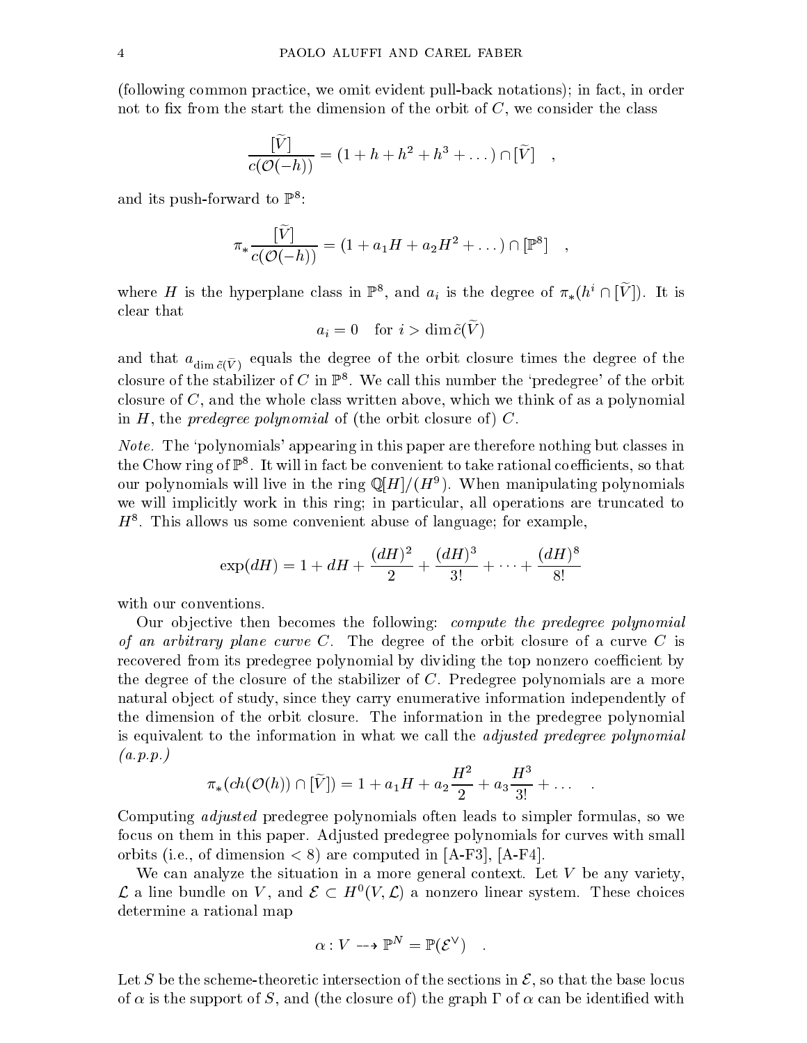(following common practice, we omit evident pull-back notations); in fact, in order not to fix from the start the dimension of the orbit of $C$, we consider the class

$$\frac{[\widetilde{V}]}{c(\mathcal{O}(-h))} = (1 + h + h^2 + h^3 + \dots) \cap [\widetilde{V}] \quad ,$$

and its push-forward to $\mathbb{P}^8$:

$$\pi_* \frac{[\widetilde{V}]}{c(\mathcal{O}(-h))} = (1 + a_1 H + a_2 H^2 + \dots) \cap [\mathbb{P}^8] \quad ,$$

where $H$ is the hyperplane class in $\mathbb{P}^8$, and $a_i$ is the degree of $\pi_*(h^i \cap [\widetilde{V}])$. It is clear that

$$a_i = 0 \quad \text{for } i > \dim \tilde{c}(\widetilde{V})$$

and that $a_{\dim \tilde{c}(\widetilde{V})}$ equals the degree of the orbit closure times the degree of the closure of the stabilizer of $C$ in $\mathbb{P}^8$. We call this number the 'predegree' of the orbit closure of $C$, and the whole class written above, which we think of as a polynomial in $H$, the *predegree polynomial* of (the orbit closure of) $C$.

*Note.* The 'polynomials' appearing in this paper are therefore nothing but classes in the Chow ring of $\mathbb{P}^8$. It will in fact be convenient to take rational coefficients, so that our polynomials will live in the ring $\mathbb{Q}[H]/(H^9)$. When manipulating polynomials we will implicitly work in this ring; in particular, all operations are truncated to $H^8$. This allows us some convenient abuse of language; for example,

$$\exp(dH) = 1 + dH + \frac{(dH)^2}{2} + \frac{(dH)^3}{3!} + \dots + \frac{(dH)^8}{8!}$$

with our conventions.

Our objective then becomes the following: *compute the predegree polynomial of an arbitrary plane curve $C$.* The degree of the orbit closure of a curve $C$ is recovered from its predegree polynomial by dividing the top nonzero coefficient by the degree of the closure of the stabilizer of $C$. Predegree polynomials are a more natural object of study, since they carry enumerative information independently of the dimension of the orbit closure. The information in the predegree polynomial is equivalent to the information in what we call the *adjusted predegree polynomial (a.p.p.)*

$$\pi_*(ch(\mathcal{O}(h)) \cap [\widetilde{V}]) = 1 + a_1 H + a_2 \frac{H^2}{2} + a_3 \frac{H^3}{3!} + \dots \quad .$$

Computing *adjusted* predegree polynomials often leads to simpler formulas, so we focus on them in this paper. Adjusted predegree polynomials for curves with small orbits (i.e., of dimension $< 8$) are computed in [A-F3], [A-F4].

We can analyze the situation in a more general context. Let $V$ be any variety, $\mathcal{L}$ a line bundle on $V$, and $\mathcal{E} \subset H^0(V, \mathcal{L})$ a nonzero linear system. These choices determine a rational map

$$\alpha : V \dashrightarrow \mathbb{P}^N = \mathbb{P}(\mathcal{E}^\vee) \quad .$$

Let $S$ be the scheme-theoretic intersection of the sections in $\mathcal{E}$, so that the base locus of $\alpha$ is the support of $S$, and (the closure of) the graph $\Gamma$ of $\alpha$ can be identified with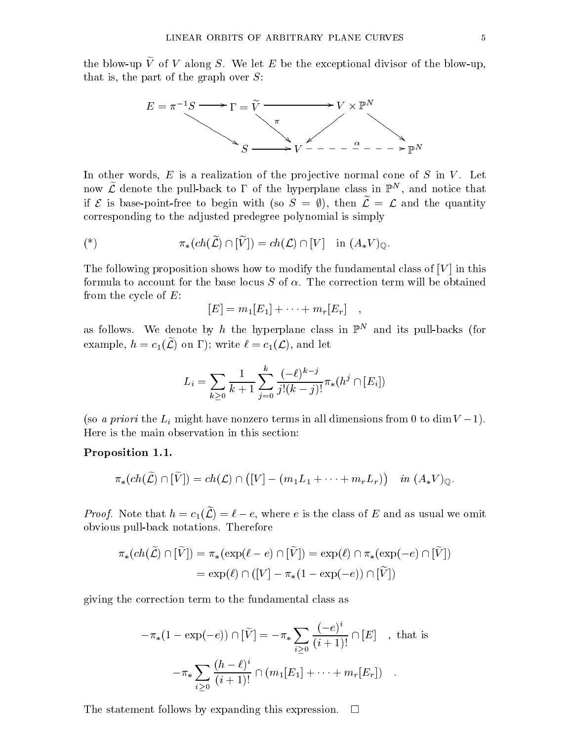the blow-up $\widetilde{V}$ of $V$ along $S$. We let $E$ be the exceptional divisor of the blow-up, that is, the part of the graph over $S$:

$$\begin{array}{ccccc} E = \pi^{-1}S & \longrightarrow & \Gamma = \widetilde{V} & \longrightarrow & V \times \mathbb{P}^N \\ & \searrow & \downarrow \pi & \swarrow & \searrow \\ & & S \longrightarrow V & \overset{\alpha}{- - - - \to} & \mathbb{P}^N \end{array}$$

In other words, $E$ is a realization of the projective normal cone of $S$ in $V$. Let now $\widetilde{\mathcal{L}}$ denote the pull-back to $\Gamma$ of the hyperplane class in $\mathbb{P}^N$, and notice that if $\mathcal{E}$ is base-point-free to begin with (so $S = \emptyset$), then $\widetilde{\mathcal{L}} = \mathcal{L}$ and the quantity corresponding to the adjusted predegree polynomial is simply

$$(*) \qquad \pi_*(ch(\widetilde{\mathcal{L}}) \cap [\widetilde{V}]) = ch(\mathcal{L}) \cap [V] \quad \text{in } (A_*V)_{\mathbb{Q}}.$$

The following proposition shows how to modify the fundamental class of $[V]$ in this formula to account for the base locus $S$ of $\alpha$. The correction term will be obtained from the cycle of $E$:

$$[E] = m_1[E_1] + \cdots + m_r[E_r] \quad ,$$

as follows. We denote by $h$ the hyperplane class in $\mathbb{P}^N$ and its pull-backs (for example, $h = c_1(\widetilde{\mathcal{L}})$ on $\Gamma$); write $\ell = c_1(\mathcal{L})$, and let

$$L_i = \sum_{k \geq 0} \frac{1}{k+1} \sum_{j=0}^{k} \frac{(-\ell)^{k-j}}{j!(k-j)!} \pi_*(h^j \cap [E_i])$$

(so *a priori* the $L_i$ might have nonzero terms in all dimensions from 0 to $\dim V - 1$). Here is the main observation in this section:

**Proposition 1.1.**

$$\pi_*(ch(\widetilde{\mathcal{L}}) \cap [\widetilde{V}]) = ch(\mathcal{L}) \cap \big([V] - (m_1 L_1 + \cdots + m_r L_r)\big) \quad \textit{in } (A_*V)_{\mathbb{Q}}.$$

*Proof.* Note that $h = c_1(\widetilde{\mathcal{L}}) = \ell - e$, where $e$ is the class of $E$ and as usual we omit obvious pull-back notations. Therefore

$$\begin{aligned} \pi_*(ch(\widetilde{\mathcal{L}}) \cap [\widetilde{V}]) &= \pi_*(\exp(\ell - e) \cap [\widetilde{V}]) = \exp(\ell) \cap \pi_*(\exp(-e) \cap [\widetilde{V}]) \\ &= \exp(\ell) \cap ([V] - \pi_*(1 - \exp(-e)) \cap [\widetilde{V}]) \end{aligned}$$

giving the correction term to the fundamental class as

$$-\pi_*(1 - \exp(-e)) \cap [\widetilde{V}] = -\pi_* \sum_{i \geq 0} \frac{(-e)^i}{(i+1)!} \cap [E] \quad , \text{ that is}$$

$$-\pi_* \sum_{i \geq 0} \frac{(h - \ell)^i}{(i+1)!} \cap (m_1[E_1] + \cdots + m_r[E_r]) \quad .$$

The statement follows by expanding this expression. $\square$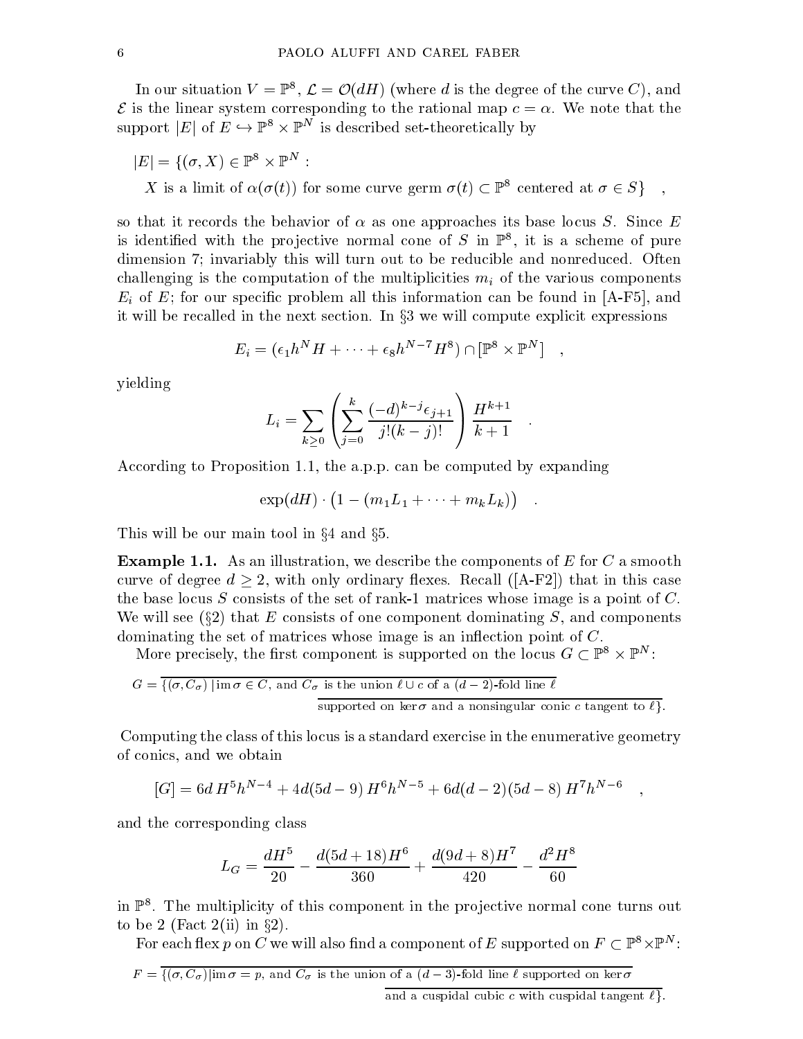In our situation $V = \mathbb{P}^8$, $\mathcal{L} = \mathcal{O}(dH)$ (where $d$ is the degree of the curve $C$), and $\mathcal{E}$ is the linear system corresponding to the rational map $c = \alpha$. We note that the support $|E|$ of $E \hookrightarrow \mathbb{P}^8 \times \mathbb{P}^N$ is described set-theoretically by

$$|E| = \{(\sigma, X) \in \mathbb{P}^8 \times \mathbb{P}^N : \\ X \text{ is a limit of } \alpha(\sigma(t)) \text{ for some curve germ } \sigma(t) \subset \mathbb{P}^8 \text{ centered at } \sigma \in S\} \quad ,$$

so that it records the behavior of $\alpha$ as one approaches its base locus $S$. Since $E$ is identified with the projective normal cone of $S$ in $\mathbb{P}^8$, it is a scheme of pure dimension 7; invariably this will turn out to be reducible and nonreduced. Often challenging is the computation of the multiplicities $m_i$ of the various components $E_i$ of $E$; for our specific problem all this information can be found in [A-F5], and it will be recalled in the next section. In §3 we will compute explicit expressions

$$E_i = (\epsilon_1 h^N H + \cdots + \epsilon_8 h^{N-7} H^8) \cap [\mathbb{P}^8 \times \mathbb{P}^N] \quad ,$$

yielding

$$L_i = \sum_{k \geq 0} \left( \sum_{j=0}^{k} \frac{(-d)^{k-j} \epsilon_{j+1}}{j!(k-j)!} \right) \frac{H^{k+1}}{k+1} \quad .$$

According to Proposition 1.1, the a.p.p. can be computed by expanding

$$\exp(dH) \cdot \big(1 - (m_1 L_1 + \cdots + m_k L_k)\big) \quad .$$

This will be our main tool in §4 and §5.

**Example 1.1.** As an illustration, we describe the components of $E$ for $C$ a smooth curve of degree $d \geq 2$, with only ordinary flexes. Recall ([A-F2]) that in this case the base locus $S$ consists of the set of rank-1 matrices whose image is a point of $C$. We will see (§2) that $E$ consists of one component dominating $S$, and components dominating the set of matrices whose image is an inflection point of $C$.

More precisely, the first component is supported on the locus $G \subset \mathbb{P}^8 \times \mathbb{P}^N$:

$$G = \overline{\{(\sigma, C_\sigma) \,|\, \text{im}\,\sigma \in C, \text{ and } C_\sigma \text{ is the union } \ell \cup c \text{ of a } (d-2)\text{-fold line } \ell \text{ supported on } \ker\sigma \text{ and a nonsingular conic } c \text{ tangent to } \ell\}}.$$

Computing the class of this locus is a standard exercise in the enumerative geometry of conics, and we obtain

$$[G] = 6d\, H^5 h^{N-4} + 4d(5d-9)\, H^6 h^{N-5} + 6d(d-2)(5d-8)\, H^7 h^{N-6} \quad ,$$

and the corresponding class

$$L_G = \frac{dH^5}{20} - \frac{d(5d+18)H^6}{360} + \frac{d(9d+8)H^7}{420} - \frac{d^2 H^8}{60}$$

in $\mathbb{P}^8$. The multiplicity of this component in the projective normal cone turns out to be 2 (Fact 2(ii) in §2).

For each flex $p$ on $C$ we will also find a component of $E$ supported on $F \subset \mathbb{P}^8 \times \mathbb{P}^N$:

$$F = \overline{\{(\sigma, C_\sigma) | \text{im}\,\sigma = p, \text{ and } C_\sigma \text{ is the union of a } (d-3)\text{-fold line } \ell \text{ supported on } \ker\sigma \text{ and a cuspidal cubic } c \text{ with cuspidal tangent } \ell\}}.$$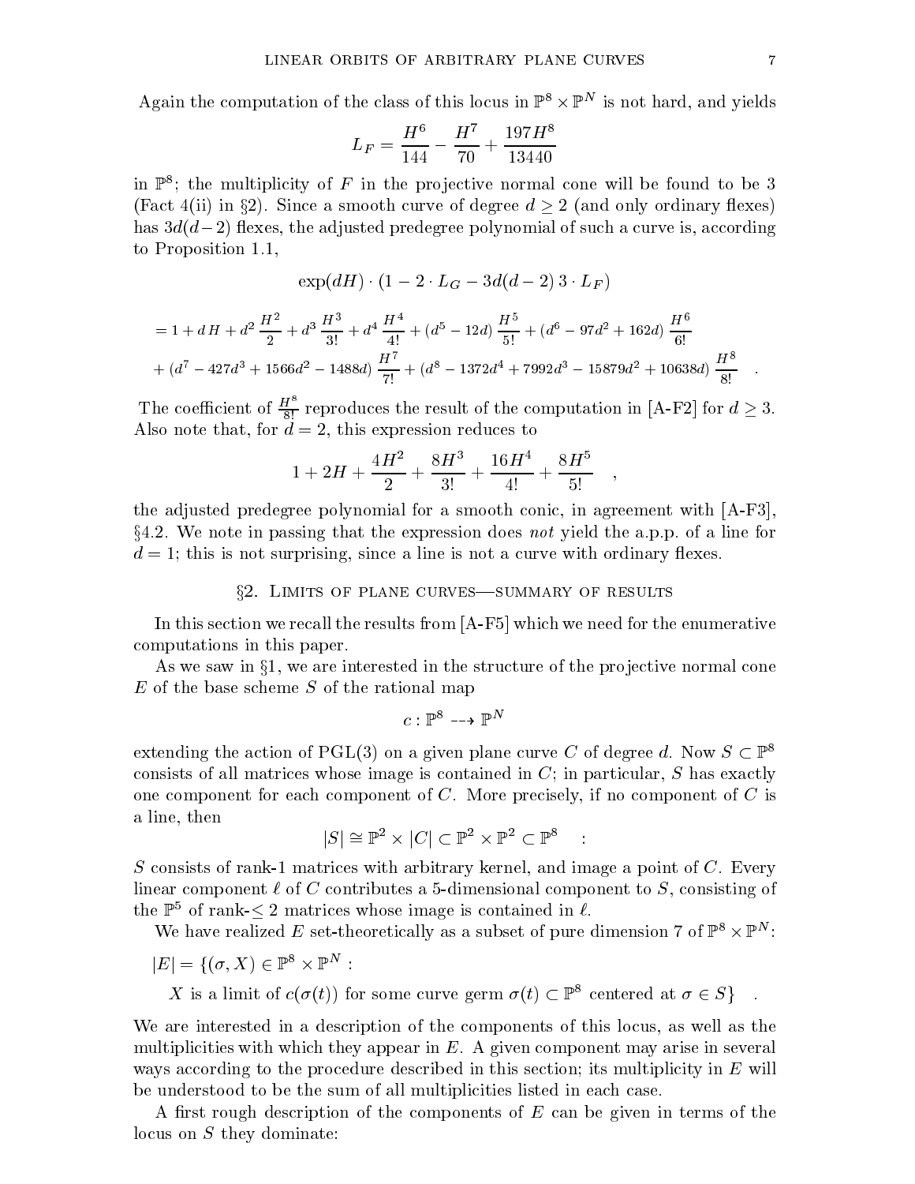Again the computation of the class of this locus in $\mathbb{P}^8 \times \mathbb{P}^N$ is not hard, and yields

$$L_F = \frac{H^6}{144} - \frac{H^7}{70} + \frac{197H^8}{13440}$$

in $\mathbb{P}^8$; the multiplicity of $F$ in the projective normal cone will be found to be 3 (Fact 4(ii) in §2). Since a smooth curve of degree $d \geq 2$ (and only ordinary flexes) has $3d(d-2)$ flexes, the adjusted predegree polynomial of such a curve is, according to Proposition 1.1,

$$\exp(dH) \cdot (1 - 2 \cdot L_G - 3d(d-2)\, 3 \cdot L_F)$$

$$= 1 + d\,H + d^2\,\frac{H^2}{2} + d^3\,\frac{H^3}{3!} + d^4\,\frac{H^4}{4!} + (d^5 - 12d)\,\frac{H^5}{5!} + (d^6 - 97d^2 + 162d)\,\frac{H^6}{6!}$$
$$+ (d^7 - 427d^3 + 1566d^2 - 1488d)\,\frac{H^7}{7!} + (d^8 - 1372d^4 + 7992d^3 - 15879d^2 + 10638d)\,\frac{H^8}{8!} \quad .$$

The coefficient of $\frac{H^8}{8!}$ reproduces the result of the computation in [A-F2] for $d \geq 3$. Also note that, for $d = 2$, this expression reduces to

$$1 + 2H + \frac{4H^2}{2} + \frac{8H^3}{3!} + \frac{16H^4}{4!} + \frac{8H^5}{5!} \quad ,$$

the adjusted predegree polynomial for a smooth conic, in agreement with [A-F3], §4.2. We note in passing that the expression does *not* yield the a.p.p. of a line for $d = 1$; this is not surprising, since a line is not a curve with ordinary flexes.

## §2. Limits of plane curves—summary of results

In this section we recall the results from [A-F5] which we need for the enumerative computations in this paper.

As we saw in §1, we are interested in the structure of the projective normal cone $E$ of the base scheme $S$ of the rational map

$$c : \mathbb{P}^8 \dashrightarrow \mathbb{P}^N$$

extending the action of PGL(3) on a given plane curve $C$ of degree $d$. Now $S \subset \mathbb{P}^8$ consists of all matrices whose image is contained in $C$; in particular, $S$ has exactly one component for each component of $C$. More precisely, if no component of $C$ is a line, then

$$|S| \cong \mathbb{P}^2 \times |C| \subset \mathbb{P}^2 \times \mathbb{P}^2 \subset \mathbb{P}^8 \quad :$$

$S$ consists of rank-1 matrices with arbitrary kernel, and image a point of $C$. Every linear component $\ell$ of $C$ contributes a 5-dimensional component to $S$, consisting of the $\mathbb{P}^5$ of rank-$\leq 2$ matrices whose image is contained in $\ell$.

We have realized $E$ set-theoretically as a subset of pure dimension 7 of $\mathbb{P}^8 \times \mathbb{P}^N$:

$$|E| = \{(\sigma, X) \in \mathbb{P}^8 \times \mathbb{P}^N :$$
$$X \text{ is a limit of } c(\sigma(t)) \text{ for some curve germ } \sigma(t) \subset \mathbb{P}^8 \text{ centered at } \sigma \in S\} \quad .$$

We are interested in a description of the components of this locus, as well as the multiplicities with which they appear in $E$. A given component may arise in several ways according to the procedure described in this section; its multiplicity in $E$ will be understood to be the sum of all multiplicities listed in each case.

A first rough description of the components of $E$ can be given in terms of the locus on $S$ they dominate: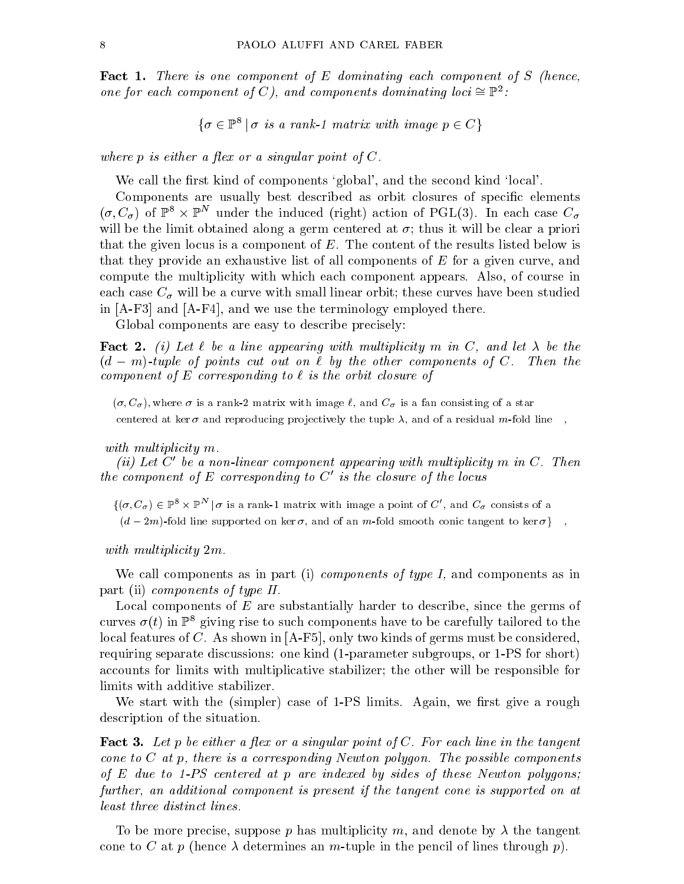**Fact 1.** *There is one component of $E$ dominating each component of $S$ (hence, one for each component of $C$), and components dominating loci $\cong \mathbb{P}^2$:*

$$\{\sigma \in \mathbb{P}^8 \,|\, \sigma \text{ is a rank-1 matrix with image } p \in C\}$$

*where $p$ is either a flex or a singular point of $C$.*

We call the first kind of components 'global', and the second kind 'local'.

Components are usually best described as orbit closures of specific elements $(\sigma, C_\sigma)$ of $\mathbb{P}^8 \times \mathbb{P}^N$ under the induced (right) action of PGL(3). In each case $C_\sigma$ will be the limit obtained along a germ centered at $\sigma$; thus it will be clear a priori that the given locus is a component of $E$. The content of the results listed below is that they provide an exhaustive list of all components of $E$ for a given curve, and compute the multiplicity with which each component appears. Also, of course in each case $C_\sigma$ will be a curve with small linear orbit; these curves have been studied in [A-F3] and [A-F4], and we use the terminology employed there.

Global components are easy to describe precisely:

**Fact 2.** *(i) Let $\ell$ be a line appearing with multiplicity $m$ in $C$, and let $\lambda$ be the $(d-m)$-tuple of points cut out on $\ell$ by the other components of $C$. Then the component of $E$ corresponding to $\ell$ is the orbit closure of*

$$(\sigma, C_\sigma), \text{where } \sigma \text{ is a rank-2 matrix with image } \ell, \text{ and } C_\sigma \text{ is a fan consisting of a star centered at } \ker\sigma \text{ and reproducing projectively the tuple } \lambda, \text{ and of a residual } m\text{-fold line} \quad ,$$

*with multiplicity $m$.*

*(ii) Let $C'$ be a non-linear component appearing with multiplicity $m$ in $C$. Then the component of $E$ corresponding to $C'$ is the closure of the locus*

$$\{(\sigma, C_\sigma) \in \mathbb{P}^8 \times \mathbb{P}^N \,|\, \sigma \text{ is a rank-1 matrix with image a point of } C', \text{ and } C_\sigma \text{ consists of a } (d-2m)\text{-fold line supported on } \ker\sigma, \text{ and of an } m\text{-fold smooth conic tangent to } \ker\sigma\} \quad ,$$

*with multiplicity $2m$.*

We call components as in part (i) *components of type I*, and components as in part (ii) *components of type II*.

Local components of $E$ are substantially harder to describe, since the germs of curves $\sigma(t)$ in $\mathbb{P}^8$ giving rise to such components have to be carefully tailored to the local features of $C$. As shown in [A-F5], only two kinds of germs must be considered, requiring separate discussions: one kind (1-parameter subgroups, or 1-PS for short) accounts for limits with multiplicative stabilizer; the other will be responsible for limits with additive stabilizer.

We start with the (simpler) case of 1-PS limits. Again, we first give a rough description of the situation.

**Fact 3.** *Let $p$ be either a flex or a singular point of $C$. For each line in the tangent cone to $C$ at $p$, there is a corresponding Newton polygon. The possible components of $E$ due to 1-PS centered at $p$ are indexed by sides of these Newton polygons; further, an additional component is present if the tangent cone is supported on at least three distinct lines.*

To be more precise, suppose $p$ has multiplicity $m$, and denote by $\lambda$ the tangent cone to $C$ at $p$ (hence $\lambda$ determines an $m$-tuple in the pencil of lines through $p$).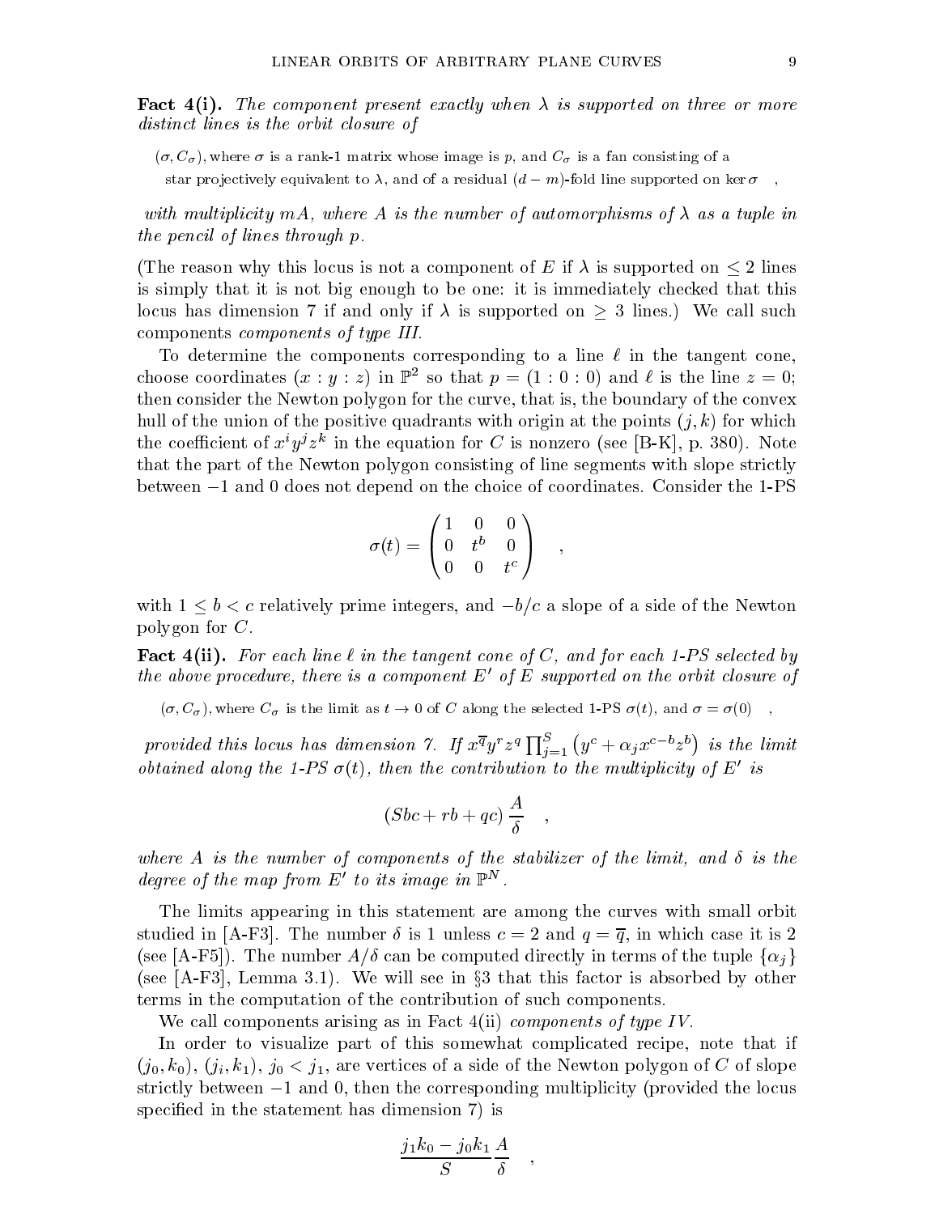**Fact 4(i).** *The component present exactly when $\lambda$ is supported on three or more distinct lines is the orbit closure of*

$(\sigma, C_\sigma)$, where $\sigma$ is a rank-1 matrix whose image is $p$, and $C_\sigma$ is a fan consisting of a star projectively equivalent to $\lambda$, and of a residual $(d-m)$-fold line supported on $\ker \sigma$ ,

*with multiplicity $mA$, where $A$ is the number of automorphisms of $\lambda$ as a tuple in the pencil of lines through $p$.*

(The reason why this locus is not a component of $E$ if $\lambda$ is supported on $\leq 2$ lines is simply that it is not big enough to be one: it is immediately checked that this locus has dimension 7 if and only if $\lambda$ is supported on $\geq 3$ lines.) We call such components *components of type III*.

To determine the components corresponding to a line $\ell$ in the tangent cone, choose coordinates $(x : y : z)$ in $\mathbb{P}^2$ so that $p = (1 : 0 : 0)$ and $\ell$ is the line $z = 0$; then consider the Newton polygon for the curve, that is, the boundary of the convex hull of the union of the positive quadrants with origin at the points $(j, k)$ for which the coefficient of $x^i y^j z^k$ in the equation for $C$ is nonzero (see [B-K], p. 380). Note that the part of the Newton polygon consisting of line segments with slope strictly between $-1$ and $0$ does not depend on the choice of coordinates. Consider the 1-PS

$$\sigma(t) = \begin{pmatrix} 1 & 0 & 0 \\ 0 & t^b & 0 \\ 0 & 0 & t^c \end{pmatrix} \quad ,$$

with $1 \leq b < c$ relatively prime integers, and $-b/c$ a slope of a side of the Newton polygon for $C$.

**Fact 4(ii).** *For each line $\ell$ in the tangent cone of $C$, and for each 1-PS selected by the above procedure, there is a component $E'$ of $E$ supported on the orbit closure of*

$(\sigma, C_\sigma)$, where $C_\sigma$ is the limit as $t \to 0$ of $C$ along the selected 1-PS $\sigma(t)$, and $\sigma = \sigma(0)$ ,

*provided this locus has dimension 7. If $x^{\overline{q}} y^r z^q \prod_{j=1}^{S} \left(y^c + \alpha_j x^{c-b} z^b\right)$ is the limit obtained along the 1-PS $\sigma(t)$, then the contribution to the multiplicity of $E'$ is*

$$(Sbc + rb + qc)\, \frac{A}{\delta} \quad ,$$

*where $A$ is the number of components of the stabilizer of the limit, and $\delta$ is the degree of the map from $E'$ to its image in $\mathbb{P}^N$.*

The limits appearing in this statement are among the curves with small orbit studied in [A-F3]. The number $\delta$ is 1 unless $c = 2$ and $q = \overline{q}$, in which case it is 2 (see [A-F5]). The number $A/\delta$ can be computed directly in terms of the tuple $\{\alpha_j\}$ (see [A-F3], Lemma 3.1). We will see in §3 that this factor is absorbed by other terms in the computation of the contribution of such components.

We call components arising as in Fact 4(ii) *components of type IV*.

In order to visualize part of this somewhat complicated recipe, note that if $(j_0, k_0)$, $(j_i, k_1)$, $j_0 < j_1$, are vertices of a side of the Newton polygon of $C$ of slope strictly between $-1$ and $0$, then the corresponding multiplicity (provided the locus specified in the statement has dimension 7) is

$$\frac{j_1 k_0 - j_0 k_1}{S} \frac{A}{\delta} \quad ,$$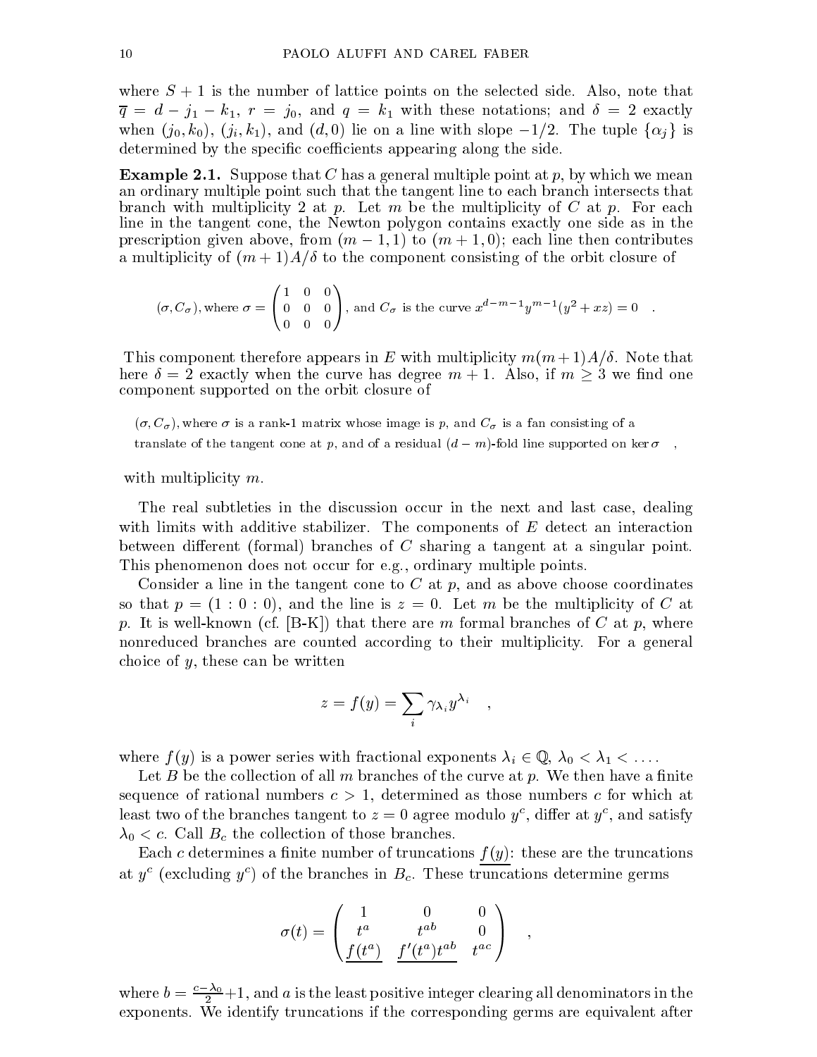where $S+1$ is the number of lattice points on the selected side. Also, note that $\overline{q} = d - j_1 - k_1$, $r = j_0$, and $q = k_1$ with these notations; and $\delta = 2$ exactly when $(j_0, k_0)$, $(j_i, k_1)$, and $(d, 0)$ lie on a line with slope $-1/2$. The tuple $\{\alpha_j\}$ is determined by the specific coefficients appearing along the side.

**Example 2.1.** Suppose that $C$ has a general multiple point at $p$, by which we mean an ordinary multiple point such that the tangent line to each branch intersects that branch with multiplicity 2 at $p$. Let $m$ be the multiplicity of $C$ at $p$. For each line in the tangent cone, the Newton polygon contains exactly one side as in the prescription given above, from $(m-1, 1)$ to $(m+1, 0)$; each line then contributes a multiplicity of $(m+1)A/\delta$ to the component consisting of the orbit closure of

$$(\sigma, C_\sigma), \text{where } \sigma = \begin{pmatrix} 1 & 0 & 0 \\ 0 & 0 & 0 \\ 0 & 0 & 0 \end{pmatrix}, \text{ and } C_\sigma \text{ is the curve } x^{d-m-1}y^{m-1}(y^2 + xz) = 0 \quad .$$

This component therefore appears in $E$ with multiplicity $m(m+1)A/\delta$. Note that here $\delta = 2$ exactly when the curve has degree $m+1$. Also, if $m \geq 3$ we find one component supported on the orbit closure of

$(\sigma, C_\sigma)$, where $\sigma$ is a rank-1 matrix whose image is $p$, and $C_\sigma$ is a fan consisting of a translate of the tangent cone at $p$, and of a residual $(d-m)$-fold line supported on $\ker \sigma$ ,

with multiplicity $m$.

The real subtleties in the discussion occur in the next and last case, dealing with limits with additive stabilizer. The components of $E$ detect an interaction between different (formal) branches of $C$ sharing a tangent at a singular point. This phenomenon does not occur for e.g., ordinary multiple points.

Consider a line in the tangent cone to $C$ at $p$, and as above choose coordinates so that $p = (1:0:0)$, and the line is $z = 0$. Let $m$ be the multiplicity of $C$ at $p$. It is well-known (cf. [B-K]) that there are $m$ formal branches of $C$ at $p$, where nonreduced branches are counted according to their multiplicity. For a general choice of $y$, these can be written

$$z = f(y) = \sum_i \gamma_{\lambda_i} y^{\lambda_i} \quad ,$$

where $f(y)$ is a power series with fractional exponents $\lambda_i \in \mathbb{Q}$, $\lambda_0 < \lambda_1 < \dots$.

Let $B$ be the collection of all $m$ branches of the curve at $p$. We then have a finite sequence of rational numbers $c > 1$, determined as those numbers $c$ for which at least two of the branches tangent to $z = 0$ agree modulo $y^c$, differ at $y^c$, and satisfy $\lambda_0 < c$. Call $B_c$ the collection of those branches.

Each $c$ determines a finite number of truncations $\underline{f(y)}$: these are the truncations at $y^c$ (excluding $y^c$) of the branches in $B_c$. These truncations determine germs

$$\sigma(t) = \begin{pmatrix} 1 & 0 & 0 \\ t^a & t^{ab} & 0 \\ \underline{f(t^a)} & \underline{f'(t^a)} t^{ab} & t^{ac} \end{pmatrix} \quad ,$$

where $b = \frac{c - \lambda_0}{2} + 1$, and $a$ is the least positive integer clearing all denominators in the exponents. We identify truncations if the corresponding germs are equivalent after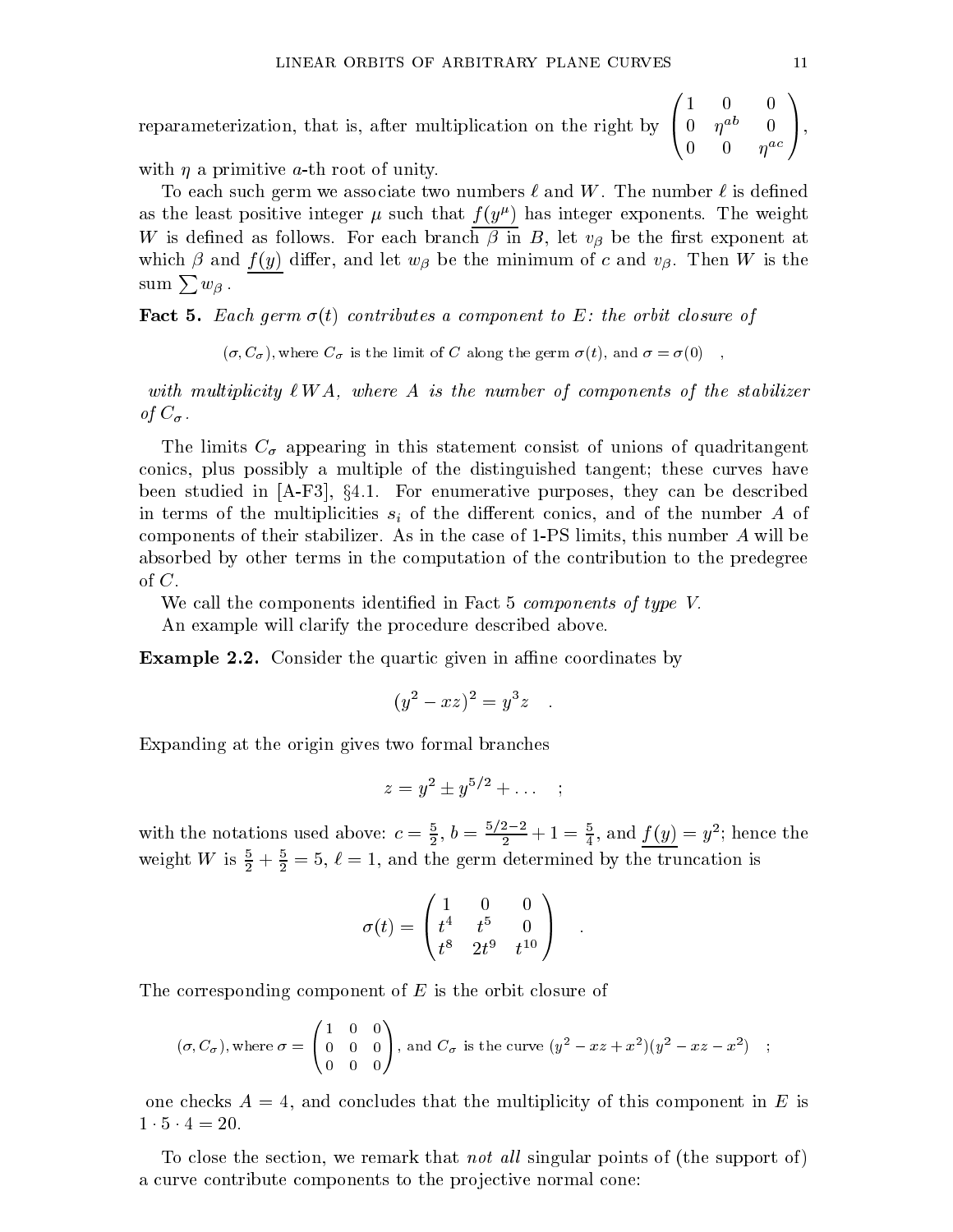reparameterization, that is, after multiplication on the right by $\begin{pmatrix} 1 & 0 & 0 \\ 0 & \eta^{ab} & 0 \\ 0 & 0 & \eta^{ac} \end{pmatrix}$, with $\eta$ a primitive $a$-th root of unity.

To each such germ we associate two numbers $\ell$ and $W$. The number $\ell$ is defined as the least positive integer $\mu$ such that $\underline{f(y^\mu)}$ has integer exponents. The weight $W$ is defined as follows. For each branch $\beta$ in $B$, let $v_\beta$ be the first exponent at which $\beta$ and $\underline{f(y)}$ differ, and let $w_\beta$ be the minimum of $c$ and $v_\beta$. Then $W$ is the sum $\sum w_\beta$.

**Fact 5.** *Each germ $\sigma(t)$ contributes a component to $E$: the orbit closure of*

$$(\sigma, C_\sigma), \text{where } C_\sigma \text{ is the limit of } C \text{ along the germ } \sigma(t), \text{ and } \sigma = \sigma(0) \quad ,$$

*with multiplicity $\ell W A$, where $A$ is the number of components of the stabilizer of $C_\sigma$.*

The limits $C_\sigma$ appearing in this statement consist of unions of quadritangent conics, plus possibly a multiple of the distinguished tangent; these curves have been studied in [A-F3], §4.1. For enumerative purposes, they can be described in terms of the multiplicities $s_i$ of the different conics, and of the number $A$ of components of their stabilizer. As in the case of 1-PS limits, this number $A$ will be absorbed by other terms in the computation of the contribution to the predegree of $C$.

We call the components identified in Fact 5 *components of type V*.

An example will clarify the procedure described above.

**Example 2.2.** Consider the quartic given in affine coordinates by

$$(y^2 - xz)^2 = y^3 z \quad .$$

Expanding at the origin gives two formal branches

$$z = y^2 \pm y^{5/2} + \dots \quad ;$$

with the notations used above: $c = \frac{5}{2}$, $b = \frac{5/2-2}{2} + 1 = \frac{5}{4}$, and $\underline{f(y)} = y^2$; hence the weight $W$ is $\frac{5}{2} + \frac{5}{2} = 5$, $\ell = 1$, and the germ determined by the truncation is

$$\sigma(t) = \begin{pmatrix} 1 & 0 & 0 \\ t^4 & t^5 & 0 \\ t^8 & 2t^9 & t^{10} \end{pmatrix} \quad .$$

The corresponding component of $E$ is the orbit closure of

$$(\sigma, C_\sigma), \text{where } \sigma = \begin{pmatrix} 1 & 0 & 0 \\ 0 & 0 & 0 \\ 0 & 0 & 0 \end{pmatrix}, \text{ and } C_\sigma \text{ is the curve } (y^2 - xz + x^2)(y^2 - xz - x^2) \quad ;$$

one checks $A = 4$, and concludes that the multiplicity of this component in $E$ is $1 \cdot 5 \cdot 4 = 20$.

To close the section, we remark that *not all* singular points of (the support of) a curve contribute components to the projective normal cone: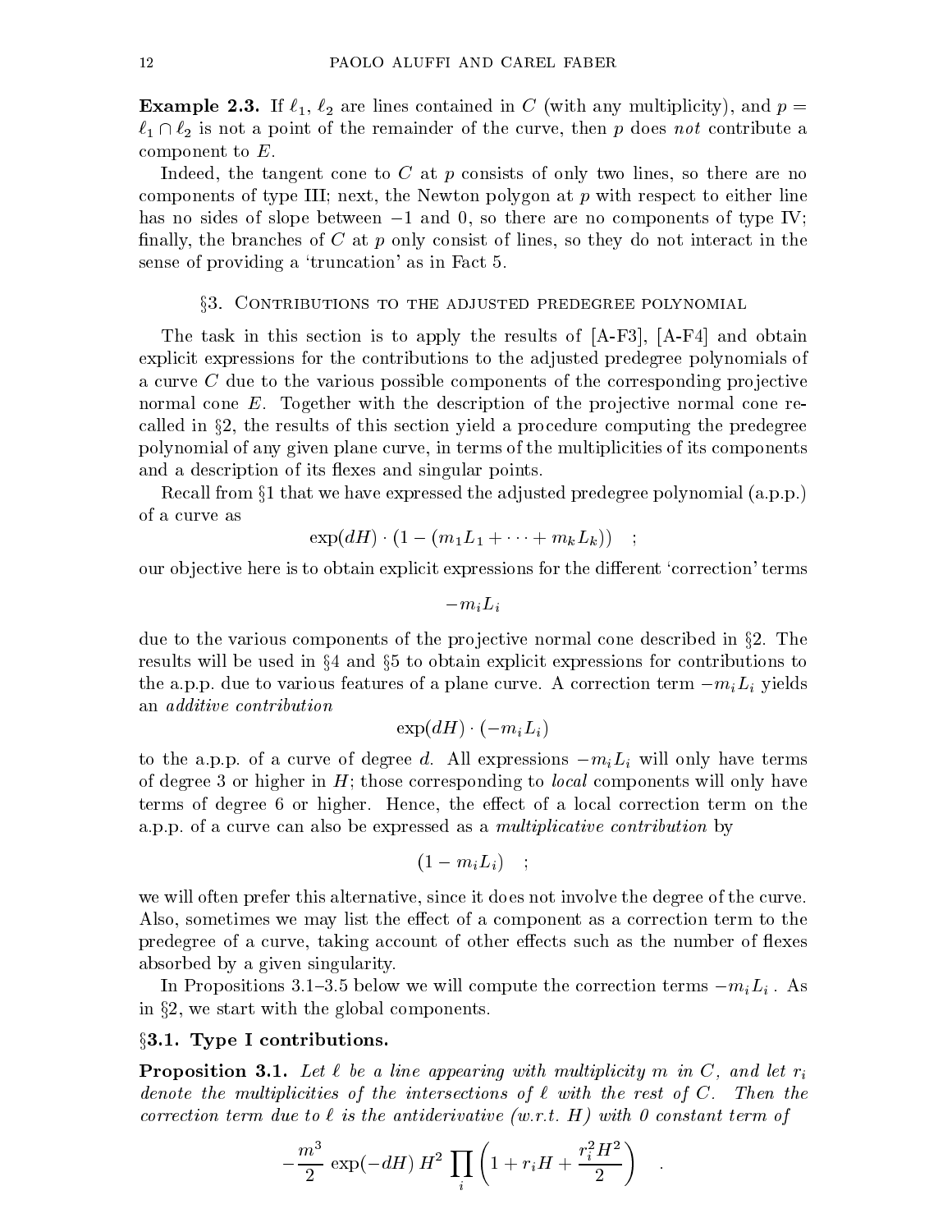**Example 2.3.** If $\ell_1$, $\ell_2$ are lines contained in $C$ (with any multiplicity), and $p = \ell_1 \cap \ell_2$ is not a point of the remainder of the curve, then $p$ does *not* contribute a component to $E$.

Indeed, the tangent cone to $C$ at $p$ consists of only two lines, so there are no components of type III; next, the Newton polygon at $p$ with respect to either line has no sides of slope between $-1$ and $0$, so there are no components of type IV; finally, the branches of $C$ at $p$ only consist of lines, so they do not interact in the sense of providing a 'truncation' as in Fact 5.

## §3. Contributions to the adjusted predegree polynomial

The task in this section is to apply the results of [A-F3], [A-F4] and obtain explicit expressions for the contributions to the adjusted predegree polynomials of a curve $C$ due to the various possible components of the corresponding projective normal cone $E$. Together with the description of the projective normal cone recalled in §2, the results of this section yield a procedure computing the predegree polynomial of any given plane curve, in terms of the multiplicities of its components and a description of its flexes and singular points.

Recall from §1 that we have expressed the adjusted predegree polynomial (a.p.p.) of a curve as

$$\exp(dH) \cdot (1 - (m_1 L_1 + \cdots + m_k L_k)) \quad ;$$

our objective here is to obtain explicit expressions for the different 'correction' terms

$$-m_i L_i$$

due to the various components of the projective normal cone described in §2. The results will be used in §4 and §5 to obtain explicit expressions for contributions to the a.p.p. due to various features of a plane curve. A correction term $-m_i L_i$ yields an *additive contribution*

$$\exp(dH) \cdot (-m_i L_i)$$

to the a.p.p. of a curve of degree $d$. All expressions $-m_i L_i$ will only have terms of degree 3 or higher in $H$; those corresponding to *local* components will only have terms of degree 6 or higher. Hence, the effect of a local correction term on the a.p.p. of a curve can also be expressed as a *multiplicative contribution* by

$$(1 - m_i L_i) \quad ;$$

we will often prefer this alternative, since it does not involve the degree of the curve. Also, sometimes we may list the effect of a component as a correction term to the predegree of a curve, taking account of other effects such as the number of flexes absorbed by a given singularity.

In Propositions 3.1–3.5 below we will compute the correction terms $-m_i L_i$. As in §2, we start with the global components.

### §3.1. Type I contributions.

**Proposition 3.1.** *Let $\ell$ be a line appearing with multiplicity $m$ in $C$, and let $r_i$ denote the multiplicities of the intersections of $\ell$ with the rest of $C$. Then the correction term due to $\ell$ is the antiderivative (w.r.t. $H$) with 0 constant term of*

$$-\frac{m^3}{2} \exp(-dH)\, H^2 \prod_i \left(1 + r_i H + \frac{r_i^2 H^2}{2}\right) \quad .$$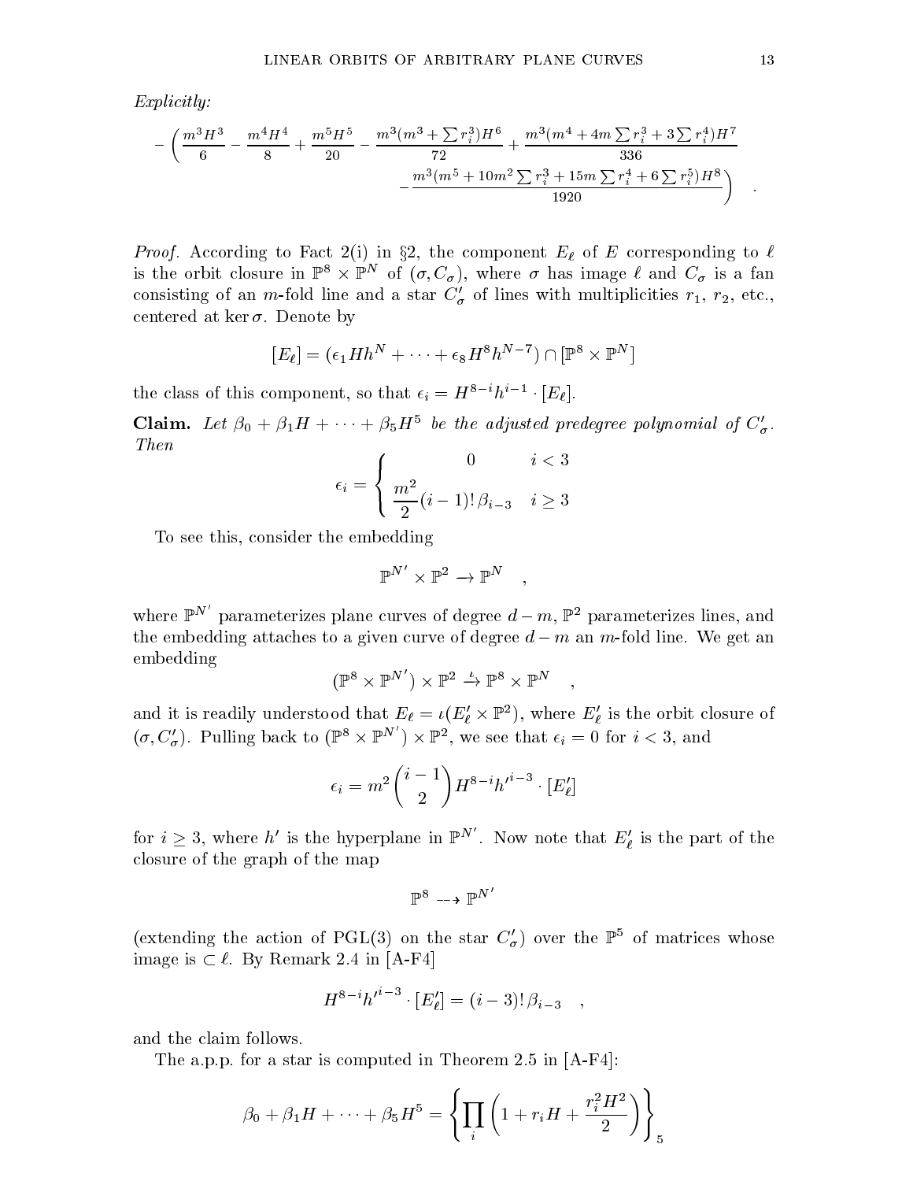*Explicitly:*

$$-\Big(\frac{m^3H^3}{6}-\frac{m^4H^4}{8}+\frac{m^5H^5}{20}-\frac{m^3(m^3+\sum r_i^3)H^6}{72}+\frac{m^3(m^4+4m\sum r_i^3+3\sum r_i^4)H^7}{336}$$
$$-\frac{m^3(m^5+10m^2\sum r_i^3+15m\sum r_i^4+6\sum r_i^5)H^8}{1920}\Big)\quad .$$

*Proof.* According to Fact 2(i) in §2, the component $E_\ell$ of $E$ corresponding to $\ell$ is the orbit closure in $\mathbb{P}^8\times\mathbb{P}^N$ of $(\sigma, C_\sigma)$, where $\sigma$ has image $\ell$ and $C_\sigma$ is a fan consisting of an $m$-fold line and a star $C'_\sigma$ of lines with multiplicities $r_1$, $r_2$, etc., centered at $\ker\sigma$. Denote by

$$[E_\ell]=(\epsilon_1 Hh^N+\cdots+\epsilon_8H^8h^{N-7})\cap[\mathbb{P}^8\times\mathbb{P}^N]$$

the class of this component, so that $\epsilon_i=H^{8-i}h^{i-1}\cdot[E_\ell]$.

**Claim.** *Let $\beta_0+\beta_1H+\cdots+\beta_5H^5$ be the adjusted predegree polynomial of $C'_\sigma$. Then*

$$\epsilon_i=\begin{cases}0 & i<3\\ \dfrac{m^2}{2}(i-1)!\,\beta_{i-3} & i\ge 3\end{cases}$$

To see this, consider the embedding

$$\mathbb{P}^{N'}\times\mathbb{P}^2\to\mathbb{P}^N\quad ,$$

where $\mathbb{P}^{N'}$ parameterizes plane curves of degree $d-m$, $\mathbb{P}^2$ parameterizes lines, and the embedding attaches to a given curve of degree $d-m$ an $m$-fold line. We get an embedding

$$(\mathbb{P}^8\times\mathbb{P}^{N'})\times\mathbb{P}^2\xrightarrow{\iota}\mathbb{P}^8\times\mathbb{P}^N\quad ,$$

and it is readily understood that $E_\ell=\iota(E'_\ell\times\mathbb{P}^2)$, where $E'_\ell$ is the orbit closure of $(\sigma, C'_\sigma)$. Pulling back to $(\mathbb{P}^8\times\mathbb{P}^{N'})\times\mathbb{P}^2$, we see that $\epsilon_i=0$ for $i<3$, and

$$\epsilon_i=m^2\binom{i-1}{2}H^{8-i}{h'}^{i-3}\cdot[E'_\ell]$$

for $i\ge 3$, where $h'$ is the hyperplane in $\mathbb{P}^{N'}$. Now note that $E'_\ell$ is the part of the closure of the graph of the map

$$\mathbb{P}^8\dashrightarrow\mathbb{P}^{N'}$$

(extending the action of PGL(3) on the star $C'_\sigma$) over the $\mathbb{P}^5$ of matrices whose image is $\subset\ell$. By Remark 2.4 in [A-F4]

$$H^{8-i}{h'}^{i-3}\cdot[E'_\ell]=(i-3)!\,\beta_{i-3}\quad ,$$

and the claim follows.

The a.p.p. for a star is computed in Theorem 2.5 in [A-F4]:

$$\beta_0+\beta_1H+\cdots+\beta_5H^5=\left\{\prod_i\left(1+r_iH+\frac{r_i^2H^2}{2}\right)\right\}_5$$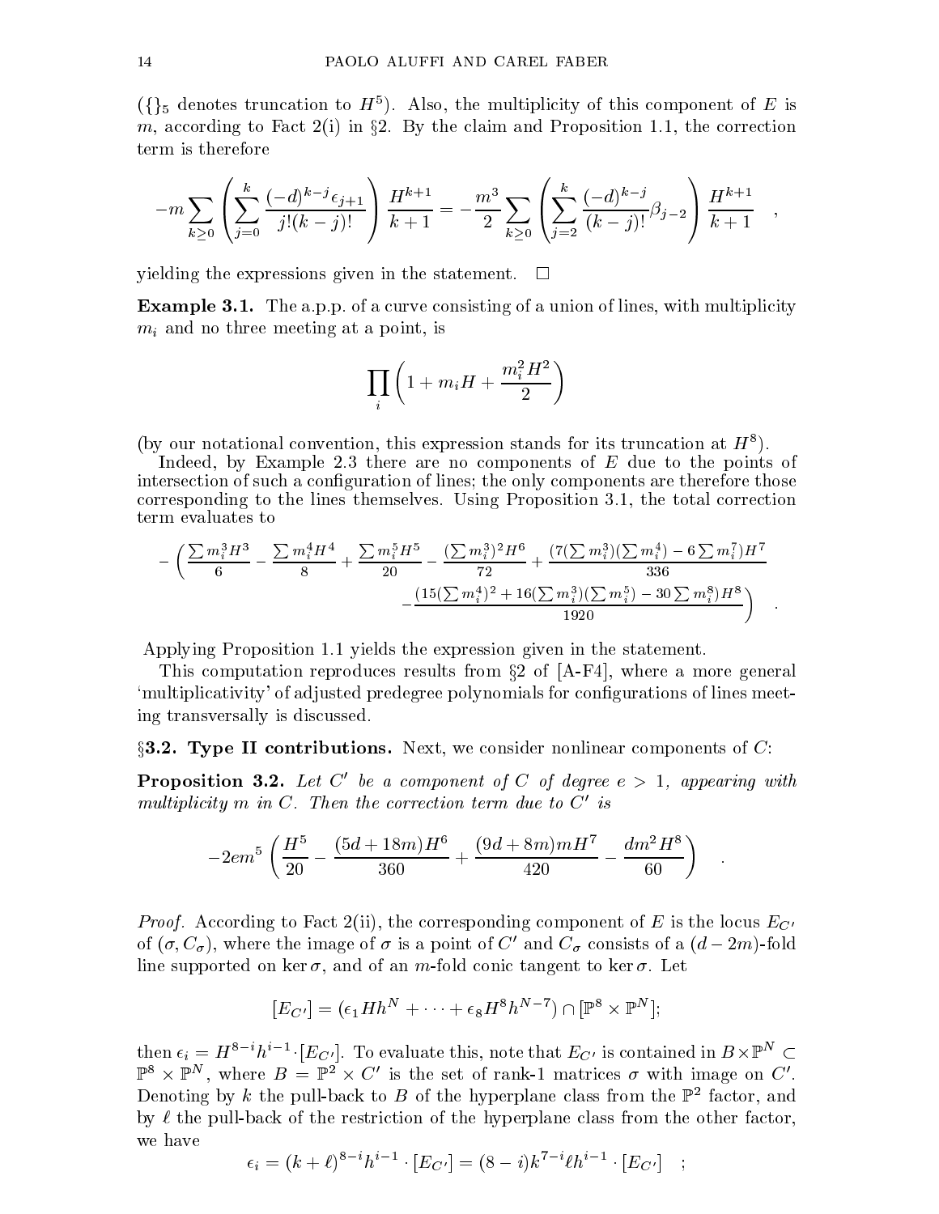($\{\}_5$ denotes truncation to $H^5$). Also, the multiplicity of this component of $E$ is $m$, according to Fact 2(i) in §2. By the claim and Proposition 1.1, the correction term is therefore

$$-m\sum_{k\geq 0}\left(\sum_{j=0}^{k}\frac{(-d)^{k-j}\epsilon_{j+1}}{j!(k-j)!}\right)\frac{H^{k+1}}{k+1}=-\frac{m^3}{2}\sum_{k\geq 0}\left(\sum_{j=2}^{k}\frac{(-d)^{k-j}}{(k-j)!}\beta_{j-2}\right)\frac{H^{k+1}}{k+1}\quad ,$$

yielding the expressions given in the statement. □

**Example 3.1.** The a.p.p. of a curve consisting of a union of lines, with multiplicity $m_i$ and no three meeting at a point, is

$$\prod_i\left(1+m_iH+\frac{m_i^2H^2}{2}\right)$$

(by our notational convention, this expression stands for its truncation at $H^8$).

Indeed, by Example 2.3 there are no components of $E$ due to the points of intersection of such a configuration of lines; the only components are therefore those corresponding to the lines themselves. Using Proposition 3.1, the total correction term evaluates to

$$-\Big(\frac{\sum m_i^3H^3}{6}-\frac{\sum m_i^4H^4}{8}+\frac{\sum m_i^5H^5}{20}-\frac{(\sum m_i^3)^2H^6}{72}+\frac{(7(\sum m_i^3)(\sum m_i^4)-6\sum m_i^7)H^7}{336}$$
$$-\frac{(15(\sum m_i^4)^2+16(\sum m_i^3)(\sum m_i^5)-30\sum m_i^8)H^8}{1920}\Big)\quad .$$

Applying Proposition 1.1 yields the expression given in the statement.

This computation reproduces results from §2 of [A-F4], where a more general 'multiplicativity' of adjusted predegree polynomials for configurations of lines meeting transversally is discussed.

**§3.2. Type II contributions.** Next, we consider nonlinear components of $C$:

**Proposition 3.2.** *Let $C'$ be a component of $C$ of degree $e>1$, appearing with multiplicity $m$ in $C$. Then the correction term due to $C'$ is*

$$-2em^5\left(\frac{H^5}{20}-\frac{(5d+18m)H^6}{360}+\frac{(9d+8m)mH^7}{420}-\frac{dm^2H^8}{60}\right)\quad .$$

*Proof.* According to Fact 2(ii), the corresponding component of $E$ is the locus $E_{C'}$ of $(\sigma,C_\sigma)$, where the image of $\sigma$ is a point of $C'$ and $C_\sigma$ consists of a $(d-2m)$-fold line supported on $\ker\sigma$, and of an $m$-fold conic tangent to $\ker\sigma$. Let

$$[E_{C'}]=(\epsilon_1Hh^N+\cdots+\epsilon_8H^8h^{N-7})\cap[\mathbb{P}^8\times\mathbb{P}^N];$$

then $\epsilon_i=H^{8-i}h^{i-1}\cdot[E_{C'}]$. To evaluate this, note that $E_{C'}$ is contained in $B\times\mathbb{P}^N\subset\mathbb{P}^8\times\mathbb{P}^N$, where $B=\mathbb{P}^2\times C'$ is the set of rank-1 matrices $\sigma$ with image on $C'$. Denoting by $k$ the pull-back to $B$ of the hyperplane class from the $\mathbb{P}^2$ factor, and by $\ell$ the pull-back of the restriction of the hyperplane class from the other factor, we have

$$\epsilon_i=(k+\ell)^{8-i}h^{i-1}\cdot[E_{C'}]=(8-i)k^{7-i}\ell h^{i-1}\cdot[E_{C'}]\quad ;$$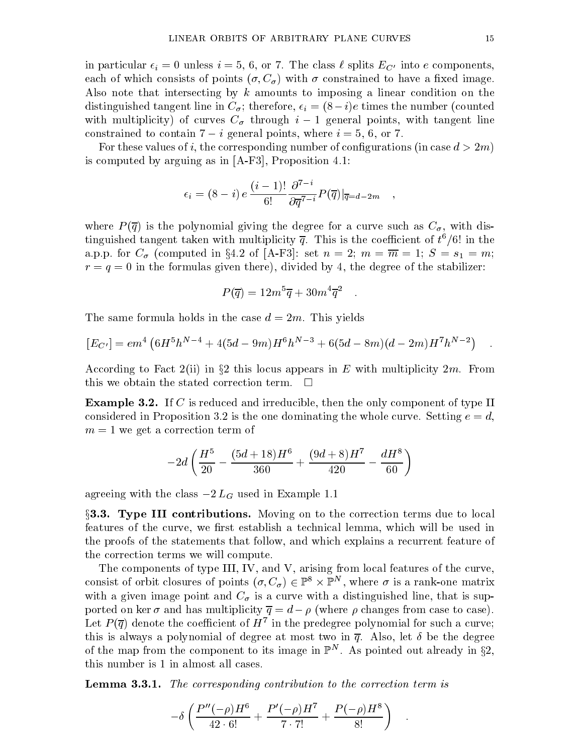in particular $\epsilon_i = 0$ unless $i = 5$, 6, or 7. The class $\ell$ splits $E_{C'}$ into $e$ components, each of which consists of points $(\sigma, C_\sigma)$ with $\sigma$ constrained to have a fixed image. Also note that intersecting by $k$ amounts to imposing a linear condition on the distinguished tangent line in $C_\sigma$; therefore, $\epsilon_i = (8-i)e$ times the number (counted with multiplicity) of curves $C_\sigma$ through $i-1$ general points, with tangent line constrained to contain $7-i$ general points, where $i = 5$, 6, or 7.

For these values of $i$, the corresponding number of configurations (in case $d > 2m$) is computed by arguing as in [A-F3], Proposition 4.1:

$$\epsilon_i = (8-i)\, e\, \frac{(i-1)!}{6!} \frac{\partial^{7-i}}{\partial \overline{q}^{7-i}} P(\overline{q})|_{\overline{q}=d-2m} \quad ,$$

where $P(\overline{q})$ is the polynomial giving the degree for a curve such as $C_\sigma$, with distinguished tangent taken with multiplicity $\overline{q}$. This is the coefficient of $t^6/6!$ in the a.p.p. for $C_\sigma$ (computed in §4.2 of [A-F3]: set $n = 2$; $m = \overline{m} = 1$; $S = s_1 = m$; $r = q = 0$ in the formulas given there), divided by 4, the degree of the stabilizer:

$$P(\overline{q}) = 12m^5\overline{q} + 30m^4\overline{q}^2 \quad .$$

The same formula holds in the case $d = 2m$. This yields

$$[E_{C'}] = em^4\left(6H^5h^{N-4} + 4(5d-9m)H^6h^{N-3} + 6(5d-8m)(d-2m)H^7h^{N-2}\right) \quad .$$

According to Fact 2(ii) in §2 this locus appears in $E$ with multiplicity $2m$. From this we obtain the stated correction term. $\square$

**Example 3.2.** If $C$ is reduced and irreducible, then the only component of type II considered in Proposition 3.2 is the one dominating the whole curve. Setting $e = d$, $m = 1$ we get a correction term of

$$-2d\left(\frac{H^5}{20} - \frac{(5d+18)H^6}{360} + \frac{(9d+8)H^7}{420} - \frac{dH^8}{60}\right)$$

agreeing with the class $-2\, L_G$ used in Example 1.1

**§3.3. Type III contributions.** Moving on to the correction terms due to local features of the curve, we first establish a technical lemma, which will be used in the proofs of the statements that follow, and which explains a recurrent feature of the correction terms we will compute.

The components of type III, IV, and V, arising from local features of the curve, consist of orbit closures of points $(\sigma, C_\sigma) \in \mathbb{P}^8 \times \mathbb{P}^N$, where $\sigma$ is a rank-one matrix with a given image point and $C_\sigma$ is a curve with a distinguished line, that is supported on $\ker \sigma$ and has multiplicity $\overline{q} = d - \rho$ (where $\rho$ changes from case to case). Let $P(\overline{q})$ denote the coefficient of $H^7$ in the predegree polynomial for such a curve; this is always a polynomial of degree at most two in $\overline{q}$. Also, let $\delta$ be the degree of the map from the component to its image in $\mathbb{P}^N$. As pointed out already in §2, this number is 1 in almost all cases.

**Lemma 3.3.1.** *The corresponding contribution to the correction term is*

$$-\delta\left(\frac{P''(-\rho)H^6}{42\cdot 6!} + \frac{P'(-\rho)H^7}{7\cdot 7!} + \frac{P(-\rho)H^8}{8!}\right) \quad .$$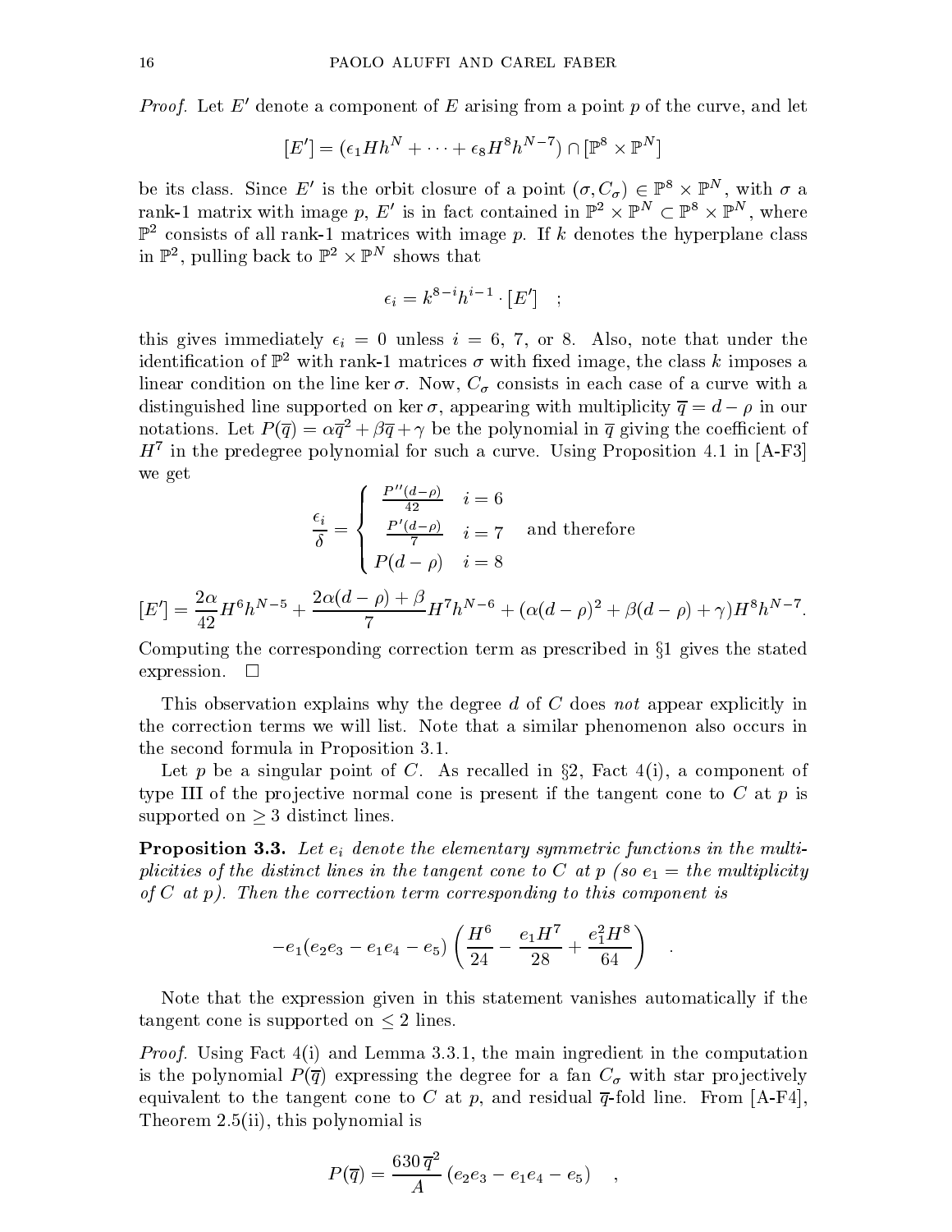*Proof.* Let $E'$ denote a component of $E$ arising from a point $p$ of the curve, and let

$$[E'] = (\epsilon_1 H h^N + \cdots + \epsilon_8 H^8 h^{N-7}) \cap [\mathbb{P}^8 \times \mathbb{P}^N]$$

be its class. Since $E'$ is the orbit closure of a point $(\sigma, C_\sigma) \in \mathbb{P}^8 \times \mathbb{P}^N$, with $\sigma$ a rank-1 matrix with image $p$, $E'$ is in fact contained in $\mathbb{P}^2 \times \mathbb{P}^N \subset \mathbb{P}^8 \times \mathbb{P}^N$, where $\mathbb{P}^2$ consists of all rank-1 matrices with image $p$. If $k$ denotes the hyperplane class in $\mathbb{P}^2$, pulling back to $\mathbb{P}^2 \times \mathbb{P}^N$ shows that

$$\epsilon_i = k^{8-i} h^{i-1} \cdot [E'] \quad ;$$

this gives immediately $\epsilon_i = 0$ unless $i = 6$, 7, or 8. Also, note that under the identification of $\mathbb{P}^2$ with rank-1 matrices $\sigma$ with fixed image, the class $k$ imposes a linear condition on the line $\ker \sigma$. Now, $C_\sigma$ consists in each case of a curve with a distinguished line supported on $\ker \sigma$, appearing with multiplicity $\overline{q} = d - \rho$ in our notations. Let $P(\overline{q}) = \alpha \overline{q}^2 + \beta \overline{q} + \gamma$ be the polynomial in $\overline{q}$ giving the coefficient of $H^7$ in the predegree polynomial for such a curve. Using Proposition 4.1 in [A-F3] we get

$$\frac{\epsilon_i}{\delta} = \begin{cases} \frac{P''(d-\rho)}{42} & i = 6 \\ \frac{P'(d-\rho)}{7} & i = 7 \\ P(d-\rho) & i = 8 \end{cases} \quad \text{and therefore}$$

$$[E'] = \frac{2\alpha}{42} H^6 h^{N-5} + \frac{2\alpha(d-\rho) + \beta}{7} H^7 h^{N-6} + (\alpha(d-\rho)^2 + \beta(d-\rho) + \gamma) H^8 h^{N-7}.$$

Computing the corresponding correction term as prescribed in §1 gives the stated expression. □

This observation explains why the degree $d$ of $C$ does *not* appear explicitly in the correction terms we will list. Note that a similar phenomenon also occurs in the second formula in Proposition 3.1.

Let $p$ be a singular point of $C$. As recalled in §2, Fact 4(i), a component of type III of the projective normal cone is present if the tangent cone to $C$ at $p$ is supported on $\geq 3$ distinct lines.

**Proposition 3.3.** *Let $e_i$ denote the elementary symmetric functions in the multiplicities of the distinct lines in the tangent cone to $C$ at $p$ (so $e_1 =$ the multiplicity of $C$ at $p$). Then the correction term corresponding to this component is*

$$-e_1(e_2 e_3 - e_1 e_4 - e_5) \left( \frac{H^6}{24} - \frac{e_1 H^7}{28} + \frac{e_1^2 H^8}{64} \right) \quad .$$

Note that the expression given in this statement vanishes automatically if the tangent cone is supported on $\leq 2$ lines.

*Proof.* Using Fact 4(i) and Lemma 3.3.1, the main ingredient in the computation is the polynomial $P(\overline{q})$ expressing the degree for a fan $C_\sigma$ with star projectively equivalent to the tangent cone to $C$ at $p$, and residual $\overline{q}$-fold line. From [A-F4], Theorem 2.5(ii), this polynomial is

$$P(\overline{q}) = \frac{630\, \overline{q}^2}{A} (e_2 e_3 - e_1 e_4 - e_5) \quad ,$$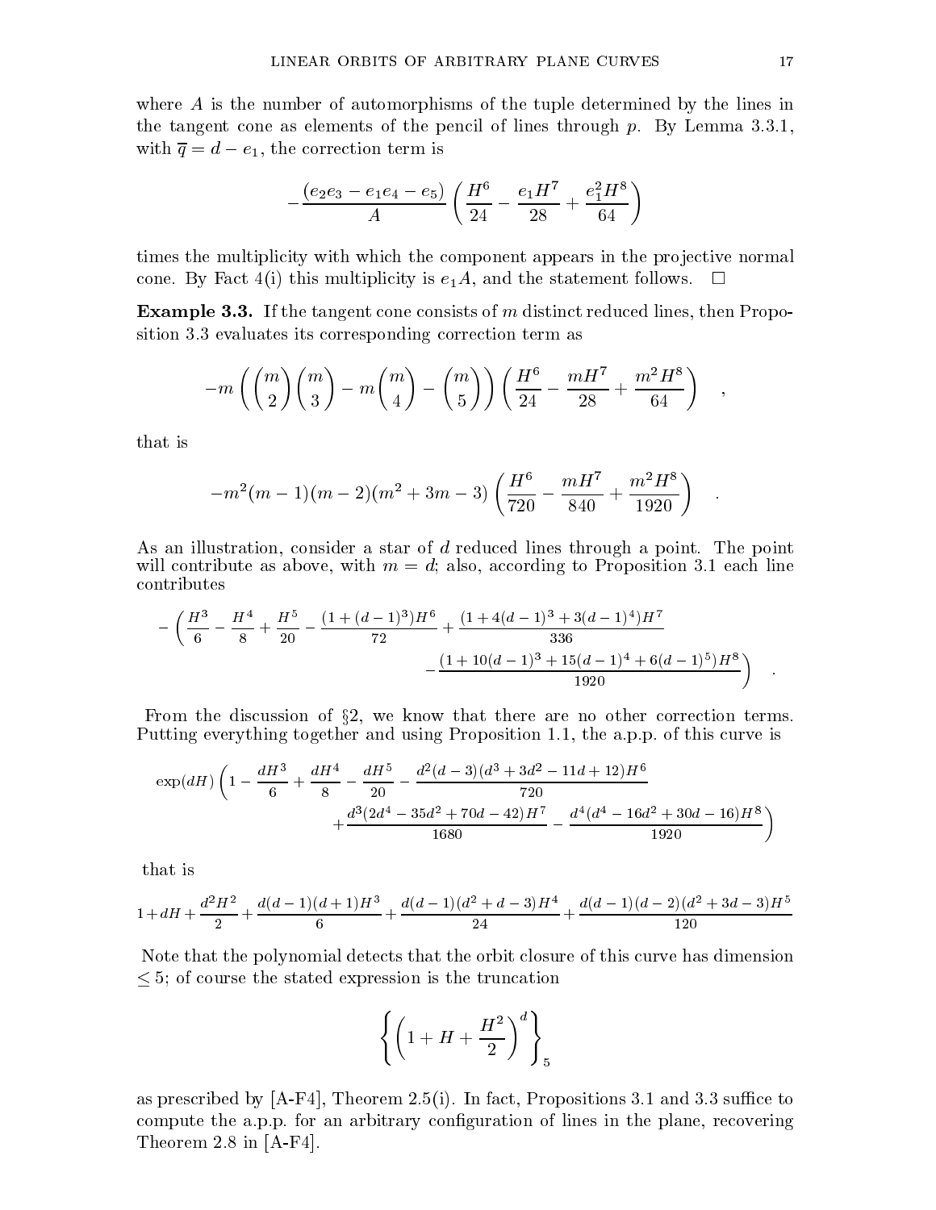where $A$ is the number of automorphisms of the tuple determined by the lines in the tangent cone as elements of the pencil of lines through $p$. By Lemma 3.3.1, with $\overline{q} = d - e_1$, the correction term is

$$-\frac{(e_2e_3 - e_1e_4 - e_5)}{A}\left(\frac{H^6}{24} - \frac{e_1H^7}{28} + \frac{e_1^2H^8}{64}\right)$$

times the multiplicity with which the component appears in the projective normal cone. By Fact 4(i) this multiplicity is $e_1A$, and the statement follows. $\square$

**Example 3.3.** If the tangent cone consists of $m$ distinct reduced lines, then Proposition 3.3 evaluates its corresponding correction term as

$$-m\left(\binom{m}{2}\binom{m}{3} - m\binom{m}{4} - \binom{m}{5}\right)\left(\frac{H^6}{24} - \frac{mH^7}{28} + \frac{m^2H^8}{64}\right) \quad ,$$

that is

$$-m^2(m-1)(m-2)(m^2+3m-3)\left(\frac{H^6}{720} - \frac{mH^7}{840} + \frac{m^2H^8}{1920}\right) \quad .$$

As an illustration, consider a star of $d$ reduced lines through a point. The point will contribute as above, with $m = d$; also, according to Proposition 3.1 each line contributes

$$-\left(\frac{H^3}{6} - \frac{H^4}{8} + \frac{H^5}{20} - \frac{(1+(d-1)^3)H^6}{72} + \frac{(1+4(d-1)^3+3(d-1)^4)H^7}{336} - \frac{(1+10(d-1)^3+15(d-1)^4+6(d-1)^5)H^8}{1920}\right) \quad .$$

From the discussion of §2, we know that there are no other correction terms. Putting everything together and using Proposition 1.1, the a.p.p. of this curve is

$$\exp(dH)\left(1 - \frac{dH^3}{6} + \frac{dH^4}{8} - \frac{dH^5}{20} - \frac{d^2(d-3)(d^3+3d^2-11d+12)H^6}{720} + \frac{d^3(2d^4-35d^2+70d-42)H^7}{1680} - \frac{d^4(d^4-16d^2+30d-16)H^8}{1920}\right)$$

that is

$$1 + dH + \frac{d^2H^2}{2} + \frac{d(d-1)(d+1)H^3}{6} + \frac{d(d-1)(d^2+d-3)H^4}{24} + \frac{d(d-1)(d-2)(d^2+3d-3)H^5}{120}$$

Note that the polynomial detects that the orbit closure of this curve has dimension $\leq 5$; of course the stated expression is the truncation

$$\left\{\left(1 + H + \frac{H^2}{2}\right)^d\right\}_5$$

as prescribed by [A-F4], Theorem 2.5(i). In fact, Propositions 3.1 and 3.3 suffice to compute the a.p.p. for an arbitrary configuration of lines in the plane, recovering Theorem 2.8 in [A-F4].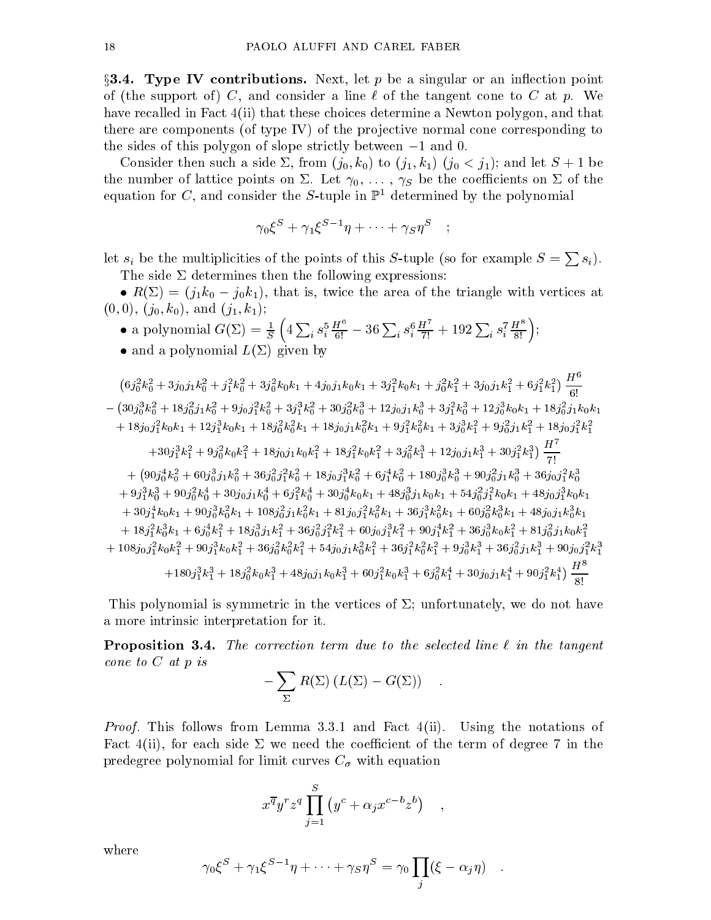§**3.4. Type IV contributions.** Next, let $p$ be a singular or an inflection point of (the support of) $C$, and consider a line $\ell$ of the tangent cone to $C$ at $p$. We have recalled in Fact 4(ii) that these choices determine a Newton polygon, and that there are components (of type IV) of the projective normal cone corresponding to the sides of this polygon of slope strictly between $-1$ and $0$.

Consider then such a side $\Sigma$, from $(j_0,k_0)$ to $(j_1,k_1)$ ($j_0<j_1$); and let $S+1$ be the number of lattice points on $\Sigma$. Let $\gamma_0,\dots,\gamma_S$ be the coefficients on $\Sigma$ of the equation for $C$, and consider the $S$-tuple in $\mathbb{P}^1$ determined by the polynomial

$$\gamma_0\xi^S+\gamma_1\xi^{S-1}\eta+\cdots+\gamma_S\eta^S \quad ;$$

let $s_i$ be the multiplicities of the points of this $S$-tuple (so for example $S=\sum s_i$).

The side $\Sigma$ determines then the following expressions:

- $R(\Sigma)=(j_1k_0-j_0k_1)$, that is, twice the area of the triangle with vertices at $(0,0)$, $(j_0,k_0)$, and $(j_1,k_1)$;
- a polynomial $G(\Sigma)=\frac{1}{S}\left(4\sum_i s_i^5\frac{H^6}{6!}-36\sum_i s_i^6\frac{H^7}{7!}+192\sum_i s_i^7\frac{H^8}{8!}\right)$;
- and a polynomial $L(\Sigma)$ given by

$$\begin{aligned}
&\left(6j_0^2k_0^2+3j_0j_1k_0^2+j_1^2k_0^2+3j_0^2k_0k_1+4j_0j_1k_0k_1+3j_1^2k_0k_1+j_0^2k_1^2+3j_0j_1k_1^2+6j_1^2k_1^2\right)\frac{H^6}{6!}\\
&-\left(30j_0^3k_0^2+18j_0^2j_1k_0^2+9j_0j_1^2k_0^2+3j_1^3k_0^2+30j_0^2k_0^3+12j_0j_1k_0^3+3j_1^2k_0^3+12j_0^3k_0k_1+18j_0^2j_1k_0k_1\right.\\
&\quad+18j_0j_1^2k_0k_1+12j_1^3k_0k_1+18j_0^2k_0^2k_1+18j_0j_1k_0^2k_1+9j_1^2k_0^2k_1+3j_0^3k_1^2+9j_0^2j_1k_1^2+18j_0j_1^2k_1^2\\
&\quad\left.+30j_1^3k_1^2+9j_0^2k_0k_1^2+18j_0j_1k_0k_1^2+18j_1^2k_0k_1^2+3j_0^2k_1^3+12j_0j_1k_1^3+30j_1^2k_1^3\right)\frac{H^7}{7!}\\
&+\left(90j_0^4k_0^2+60j_0^3j_1k_0^2+36j_0^2j_1^2k_0^2+18j_0j_1^3k_0^2+6j_1^4k_0^2+180j_0^3k_0^3+90j_0^2j_1k_0^3+36j_0j_1^2k_0^3\right.\\
&\quad+9j_1^3k_0^3+90j_0^2k_0^4+30j_0j_1k_0^4+6j_1^2k_0^4+30j_0^4k_0k_1+48j_0^3j_1k_0k_1+54j_0^2j_1^2k_0k_1+48j_0j_1^3k_0k_1\\
&\quad+30j_1^4k_0k_1+90j_0^3k_0^2k_1+108j_0^2j_1k_0^2k_1+81j_0j_1^2k_0^2k_1+36j_1^3k_0^2k_1+60j_0^2k_0^3k_1+48j_0j_1k_0^3k_1\\
&\quad+18j_1^2k_0^3k_1+6j_0^4k_1^2+18j_0^3j_1k_1^2+36j_0^2j_1^2k_1^2+60j_0j_1^3k_1^2+90j_1^4k_1^2+36j_0^3k_0k_1^2+81j_0^2j_1k_0k_1^2\\
&\quad+108j_0j_1^2k_0k_1^2+90j_1^3k_0k_1^2+36j_0^2k_0^2k_1^2+54j_0j_1k_0^2k_1^2+36j_1^2k_0^2k_1^2+9j_0^3k_1^3+36j_0^2j_1k_1^3+90j_0j_1^2k_1^3\\
&\quad\left.+180j_1^3k_1^3+18j_0^2k_0k_1^3+48j_0j_1k_0k_1^3+60j_1^2k_0k_1^3+6j_0^2k_1^4+30j_0j_1k_1^4+90j_1^2k_1^4\right)\frac{H^8}{8!}
\end{aligned}$$

This polynomial is symmetric in the vertices of $\Sigma$; unfortunately, we do not have a more intrinsic interpretation for it.

**Proposition 3.4.** *The correction term due to the selected line $\ell$ in the tangent cone to $C$ at $p$ is*

$$-\sum_\Sigma R(\Sigma)\left(L(\Sigma)-G(\Sigma)\right) \quad .$$

*Proof.* This follows from Lemma 3.3.1 and Fact 4(ii). Using the notations of Fact 4(ii), for each side $\Sigma$ we need the coefficient of the term of degree 7 in the predegree polynomial for limit curves $C_\sigma$ with equation

$$x^{\overline{q}}y^rz^q\prod_{j=1}^S\left(y^c+\alpha_jx^{c-b}z^b\right) \quad ,$$

where

$$\gamma_0\xi^S+\gamma_1\xi^{S-1}\eta+\cdots+\gamma_S\eta^S=\gamma_0\prod_j(\xi-\alpha_j\eta) \quad .$$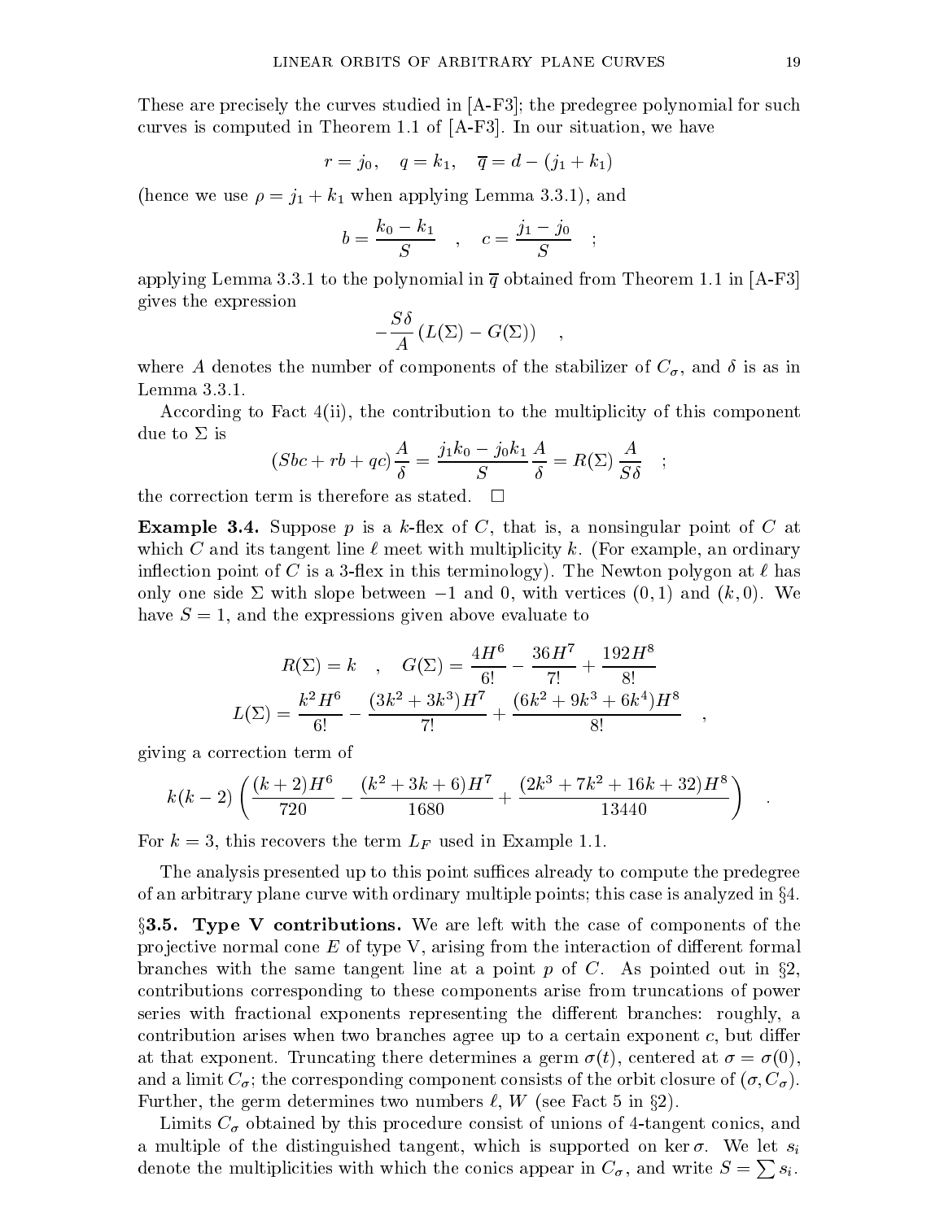These are precisely the curves studied in [A-F3]; the predegree polynomial for such curves is computed in Theorem 1.1 of [A-F3]. In our situation, we have

$$r = j_0, \quad q = k_1, \quad \overline{q} = d - (j_1 + k_1)$$

(hence we use $\rho = j_1 + k_1$ when applying Lemma 3.3.1), and

$$b = \frac{k_0 - k_1}{S} \quad , \quad c = \frac{j_1 - j_0}{S} \quad ;$$

applying Lemma 3.3.1 to the polynomial in $\overline{q}$ obtained from Theorem 1.1 in [A-F3] gives the expression

$$-\frac{S\delta}{A}\left(L(\Sigma) - G(\Sigma)\right) \quad ,$$

where $A$ denotes the number of components of the stabilizer of $C_\sigma$, and $\delta$ is as in Lemma 3.3.1.

According to Fact 4(ii), the contribution to the multiplicity of this component due to $\Sigma$ is

$$(Sbc + rb + qc)\frac{A}{\delta} = \frac{j_1 k_0 - j_0 k_1}{S}\frac{A}{\delta} = R(\Sigma)\frac{A}{S\delta} \quad ;$$

the correction term is therefore as stated. $\square$

**Example 3.4.** Suppose $p$ is a $k$-flex of $C$, that is, a nonsingular point of $C$ at which $C$ and its tangent line $\ell$ meet with multiplicity $k$. (For example, an ordinary inflection point of $C$ is a 3-flex in this terminology). The Newton polygon at $\ell$ has only one side $\Sigma$ with slope between $-1$ and $0$, with vertices $(0,1)$ and $(k,0)$. We have $S = 1$, and the expressions given above evaluate to

$$R(\Sigma) = k \quad , \quad G(\Sigma) = \frac{4H^6}{6!} - \frac{36H^7}{7!} + \frac{192H^8}{8!}$$
$$L(\Sigma) = \frac{k^2 H^6}{6!} - \frac{(3k^2 + 3k^3)H^7}{7!} + \frac{(6k^2 + 9k^3 + 6k^4)H^8}{8!} \quad ,$$

giving a correction term of

$$k(k-2)\left(\frac{(k+2)H^6}{720} - \frac{(k^2+3k+6)H^7}{1680} + \frac{(2k^3+7k^2+16k+32)H^8}{13440}\right) \quad .$$

For $k = 3$, this recovers the term $L_F$ used in Example 1.1.

The analysis presented up to this point suffices already to compute the predegree of an arbitrary plane curve with ordinary multiple points; this case is analyzed in §4.

**§3.5. Type V contributions.** We are left with the case of components of the projective normal cone $E$ of type V, arising from the interaction of different formal branches with the same tangent line at a point $p$ of $C$. As pointed out in §2, contributions corresponding to these components arise from truncations of power series with fractional exponents representing the different branches: roughly, a contribution arises when two branches agree up to a certain exponent $c$, but differ at that exponent. Truncating there determines a germ $\sigma(t)$, centered at $\sigma = \sigma(0)$, and a limit $C_\sigma$; the corresponding component consists of the orbit closure of $(\sigma, C_\sigma)$. Further, the germ determines two numbers $\ell$, $W$ (see Fact 5 in §2).

Limits $C_\sigma$ obtained by this procedure consist of unions of 4-tangent conics, and a multiple of the distinguished tangent, which is supported on $\ker\sigma$. We let $s_i$ denote the multiplicities with which the conics appear in $C_\sigma$, and write $S = \sum s_i$.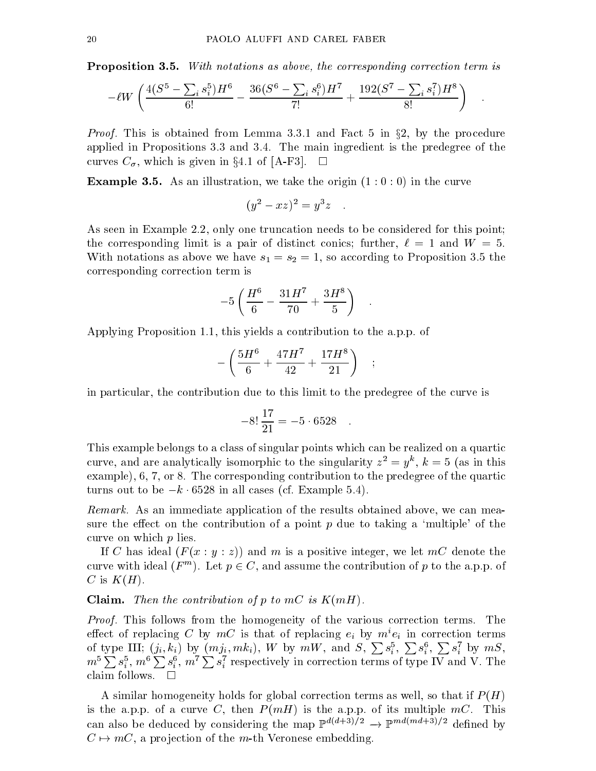**Proposition 3.5.** *With notations as above, the corresponding correction term is*

$$-\ell W\left(\frac{4(S^5-\sum_i s_i^5)H^6}{6!}-\frac{36(S^6-\sum_i s_i^6)H^7}{7!}+\frac{192(S^7-\sum_i s_i^7)H^8}{8!}\right) \quad .$$

*Proof.* This is obtained from Lemma 3.3.1 and Fact 5 in §2, by the procedure applied in Propositions 3.3 and 3.4. The main ingredient is the predegree of the curves $C_\sigma$, which is given in §4.1 of [A-F3]. □

**Example 3.5.** As an illustration, we take the origin $(1:0:0)$ in the curve

$$(y^2-xz)^2=y^3z \quad .$$

As seen in Example 2.2, only one truncation needs to be considered for this point; the corresponding limit is a pair of distinct conics; further, $\ell=1$ and $W=5$. With notations as above we have $s_1=s_2=1$, so according to Proposition 3.5 the corresponding correction term is

$$-5\left(\frac{H^6}{6}-\frac{31H^7}{70}+\frac{3H^8}{5}\right) \quad .$$

Applying Proposition 1.1, this yields a contribution to the a.p.p. of

$$-\left(\frac{5H^6}{6}+\frac{47H^7}{42}+\frac{17H^8}{21}\right) \quad ;$$

in particular, the contribution due to this limit to the predegree of the curve is

$$-8!\,\frac{17}{21}=-5\cdot 6528 \quad .$$

This example belongs to a class of singular points which can be realized on a quartic curve, and are analytically isomorphic to the singularity $z^2=y^k$, $k=5$ (as in this example), 6, 7, or 8. The corresponding contribution to the predegree of the quartic turns out to be $-k\cdot 6528$ in all cases (cf. Example 5.4).

*Remark.* As an immediate application of the results obtained above, we can measure the effect on the contribution of a point $p$ due to taking a 'multiple' of the curve on which $p$ lies.

If $C$ has ideal $(F(x:y:z))$ and $m$ is a positive integer, we let $mC$ denote the curve with ideal $(F^m)$. Let $p\in C$, and assume the contribution of $p$ to the a.p.p. of $C$ is $K(H)$.

**Claim.** *Then the contribution of $p$ to $mC$ is $K(mH)$.*

*Proof.* This follows from the homogeneity of the various correction terms. The effect of replacing $C$ by $mC$ is that of replacing $e_i$ by $m^ie_i$ in correction terms of type III; $(j_i,k_i)$ by $(mj_i,mk_i)$, $W$ by $mW$, and $S$, $\sum s_i^5$, $\sum s_i^6$, $\sum s_i^7$ by $mS$, $m^5\sum s_i^5$, $m^6\sum s_i^6$, $m^7\sum s_i^7$ respectively in correction terms of type IV and V. The claim follows. □

A similar homogeneity holds for global correction terms as well, so that if $P(H)$ is the a.p.p. of a curve $C$, then $P(mH)$ is the a.p.p. of its multiple $mC$. This can also be deduced by considering the map $\mathbb{P}^{d(d+3)/2}\to\mathbb{P}^{md(md+3)/2}$ defined by $C\mapsto mC$, a projection of the $m$-th Veronese embedding.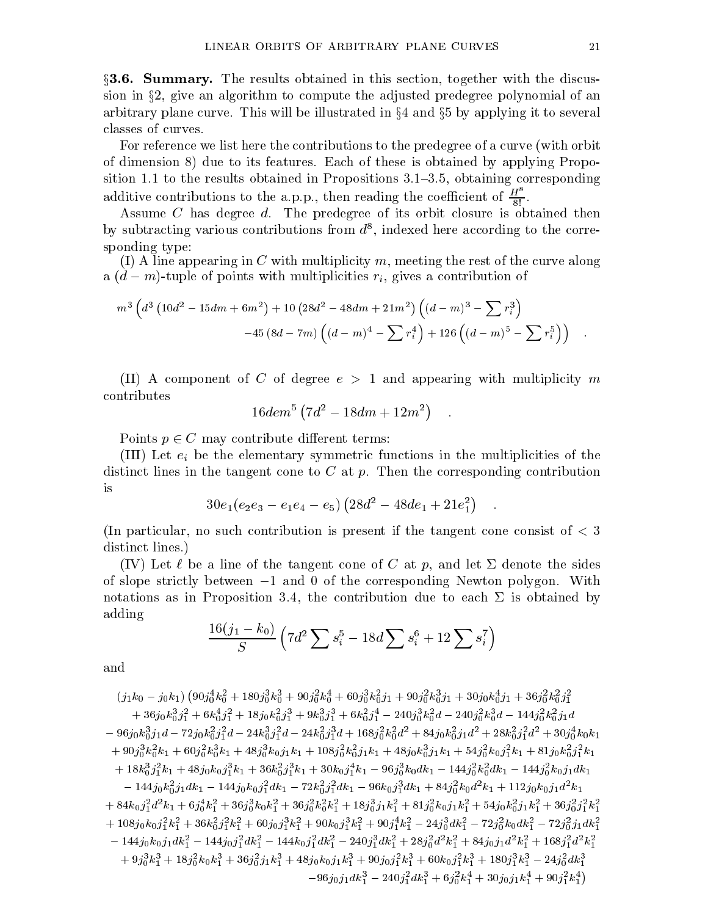**§3.6. Summary.** The results obtained in this section, together with the discussion in §2, give an algorithm to compute the adjusted predegree polynomial of an arbitrary plane curve. This will be illustrated in §4 and §5 by applying it to several classes of curves.

For reference we list here the contributions to the predegree of a curve (with orbit of dimension 8) due to its features. Each of these is obtained by applying Proposition 1.1 to the results obtained in Propositions 3.1–3.5, obtaining corresponding additive contributions to the a.p.p., then reading the coefficient of $\frac{H^8}{8!}$.

Assume $C$ has degree $d$. The predegree of its orbit closure is obtained then by subtracting various contributions from $d^8$, indexed here according to the corresponding type:

(I) A line appearing in $C$ with multiplicity $m$, meeting the rest of the curve along a $(d-m)$-tuple of points with multiplicities $r_i$, gives a contribution of

$$m^3\left(d^3\left(10d^2-15dm+6m^2\right)+10\left(28d^2-48dm+21m^2\right)\left((d-m)^3-\sum r_i^3\right)\right.$$
$$\left.-45\left(8d-7m\right)\left((d-m)^4-\sum r_i^4\right)+126\left((d-m)^5-\sum r_i^5\right)\right) \quad .$$

(II) A component of $C$ of degree $e>1$ and appearing with multiplicity $m$ contributes

$$16dem^5\left(7d^2-18dm+12m^2\right) \quad .$$

Points $p\in C$ may contribute different terms:

(III) Let $e_i$ be the elementary symmetric functions in the multiplicities of the distinct lines in the tangent cone to $C$ at $p$. Then the corresponding contribution is

$$30e_1(e_2e_3-e_1e_4-e_5)\left(28d^2-48de_1+21e_1^2\right) \quad .$$

(In particular, no such contribution is present if the tangent cone consist of $<3$ distinct lines.)

(IV) Let $\ell$ be a line of the tangent cone of $C$ at $p$, and let $\Sigma$ denote the sides of slope strictly between $-1$ and $0$ of the corresponding Newton polygon. With notations as in Proposition 3.4, the contribution due to each $\Sigma$ is obtained by adding

$$\frac{16(j_1-k_0)}{S}\left(7d^2\sum s_i^5-18d\sum s_i^6+12\sum s_i^7\right)$$

and

$$\begin{aligned}
&(j_1k_0-j_0k_1)\big(90j_0^4k_0^2+180j_0^3k_0^3+90j_0^2k_0^4+60j_0^3k_0^2j_1+90j_0^2k_0^3j_1+30j_0k_0^4j_1+36j_0^2k_0^2j_1^2\\
&+36j_0k_0^3j_1^2+6k_0^4j_1^2+18j_0k_0^2j_1^3+9k_0^3j_1^3+6k_0^2j_1^4-240j_0^3k_0^2d-240j_0^2k_0^3d-144j_0^2k_0^2j_1d\\
&-96j_0k_0^3j_1d-72j_0k_0^2j_1^2d-24k_0^3j_1^2d-24k_0^2j_1^3d+168j_0^2k_0^2d^2+84j_0k_0^2j_1d^2+28k_0^2j_1^2d^2+30j_0^4k_0k_1\\
&+90j_0^3k_0^2k_1+60j_0^2k_0^3k_1+48j_0^3k_0j_1k_1+108j_0^2k_0^2j_1k_1+48j_0k_0^3j_1k_1+54j_0^2k_0j_1^2k_1+81j_0k_0^2j_1^2k_1\\
&+18k_0^3j_1^2k_1+48j_0k_0j_1^3k_1+36k_0^2j_1^3k_1+30k_0j_1^4k_1-96j_0^3k_0dk_1-144j_0^2k_0^2dk_1-144j_0^2k_0j_1dk_1\\
&-144j_0k_0^2j_1dk_1-144j_0k_0j_1^2dk_1-72k_0^2j_1^2dk_1-96k_0j_1^3dk_1+84j_0^2k_0d^2k_1+112j_0k_0j_1d^2k_1\\
&+84k_0j_1^2d^2k_1+6j_0^4k_1^2+36j_0^3k_0k_1^2+36j_0^2k_0^2k_1^2+18j_0^3j_1k_1^2+81j_0^2k_0j_1k_1^2+54j_0k_0^2j_1k_1^2+36j_0^2j_1^2k_1^2\\
&+108j_0k_0j_1^2k_1^2+36k_0^2j_1^2k_1^2+60j_0j_1^3k_1^2+90k_0j_1^3k_1^2+90j_1^4k_1^2-24j_0^3dk_1^2-72j_0^2k_0dk_1^2-72j_0^2j_1dk_1^2\\
&-144j_0k_0j_1dk_1^2-144j_0j_1^2dk_1^2-144k_0j_1^2dk_1^2-240j_1^3dk_1^2+28j_0^2d^2k_1^2+84j_0j_1d^2k_1^2+168j_1^2d^2k_1^2\\
&+9j_0^3k_1^3+18j_0^2k_0k_1^3+36j_0^2j_1k_1^3+48j_0k_0j_1k_1^3+90j_0j_1^2k_1^3+60k_0j_1^2k_1^3+180j_1^3k_1^3-24j_0^2dk_1^3\\
&-96j_0j_1dk_1^3-240j_1^2dk_1^3+6j_0^2k_1^4+30j_0j_1k_1^4+90j_1^2k_1^4\big)
\end{aligned}$$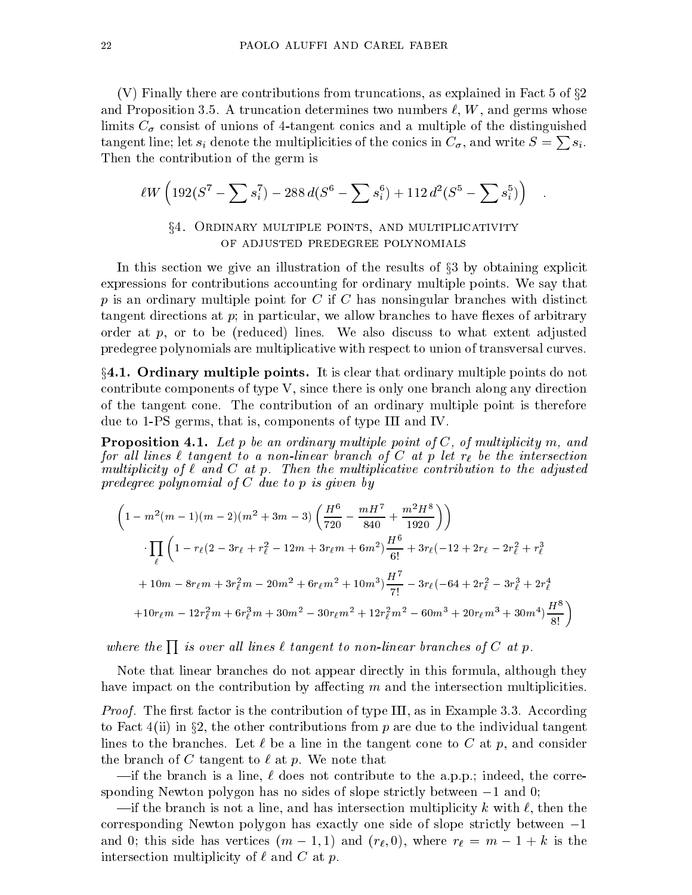(V) Finally there are contributions from truncations, as explained in Fact 5 of §2 and Proposition 3.5. A truncation determines two numbers $\ell, W$, and germs whose limits $C_\sigma$ consist of unions of 4-tangent conics and a multiple of the distinguished tangent line; let $s_i$ denote the multiplicities of the conics in $C_\sigma$, and write $S = \sum s_i$. Then the contribution of the germ is

$$\ell W \left( 192(S^7 - \sum s_i^7) - 288\, d(S^6 - \sum s_i^6) + 112\, d^2(S^5 - \sum s_i^5) \right) \quad .$$

## §4. Ordinary multiple points, and multiplicativity of adjusted predegree polynomials

In this section we give an illustration of the results of §3 by obtaining explicit expressions for contributions accounting for ordinary multiple points. We say that $p$ is an ordinary multiple point for $C$ if $C$ has nonsingular branches with distinct tangent directions at $p$; in particular, we allow branches to have flexes of arbitrary order at $p$, or to be (reduced) lines. We also discuss to what extent adjusted predegree polynomials are multiplicative with respect to union of transversal curves.

**§4.1. Ordinary multiple points.** It is clear that ordinary multiple points do not contribute components of type V, since there is only one branch along any direction of the tangent cone. The contribution of an ordinary multiple point is therefore due to 1-PS germs, that is, components of type III and IV.

**Proposition 4.1.** *Let $p$ be an ordinary multiple point of $C$, of multiplicity $m$, and for all lines $\ell$ tangent to a non-linear branch of $C$ at $p$ let $r_\ell$ be the intersection multiplicity of $\ell$ and $C$ at $p$. Then the multiplicative contribution to the adjusted predegree polynomial of $C$ due to $p$ is given by*

$$\begin{aligned}
&\left(1 - m^2(m-1)(m-2)(m^2+3m-3)\left(\frac{H^6}{720} - \frac{mH^7}{840} + \frac{m^2H^8}{1920}\right)\right) \\
&\quad \cdot \prod_\ell \Bigg(1 - r_\ell(2 - 3r_\ell + r_\ell^2 - 12m + 3r_\ell m + 6m^2)\frac{H^6}{6!} + 3r_\ell(-12 + 2r_\ell - 2r_\ell^2 + r_\ell^3 \\
&\quad + 10m - 8r_\ell m + 3r_\ell^2 m - 20m^2 + 6r_\ell m^2 + 10m^3)\frac{H^7}{7!} - 3r_\ell(-64 + 2r_\ell^2 - 3r_\ell^3 + 2r_\ell^4 \\
&\quad + 10r_\ell m - 12r_\ell^2 m + 6r_\ell^3 m + 30m^2 - 30r_\ell m^2 + 12r_\ell^2 m^2 - 60m^3 + 20r_\ell m^3 + 30m^4)\frac{H^8}{8!}\Bigg)
\end{aligned}$$

*where the $\prod$ is over all lines $\ell$ tangent to non-linear branches of $C$ at $p$.*

Note that linear branches do not appear directly in this formula, although they have impact on the contribution by affecting $m$ and the intersection multiplicities.

*Proof.* The first factor is the contribution of type III, as in Example 3.3. According to Fact 4(ii) in §2, the other contributions from $p$ are due to the individual tangent lines to the branches. Let $\ell$ be a line in the tangent cone to $C$ at $p$, and consider the branch of $C$ tangent to $\ell$ at $p$. We note that

—if the branch is a line, $\ell$ does not contribute to the a.p.p.; indeed, the corresponding Newton polygon has no sides of slope strictly between $-1$ and 0;

—if the branch is not a line, and has intersection multiplicity $k$ with $\ell$, then the corresponding Newton polygon has exactly one side of slope strictly between $-1$ and 0; this side has vertices $(m-1, 1)$ and $(r_\ell, 0)$, where $r_\ell = m - 1 + k$ is the intersection multiplicity of $\ell$ and $C$ at $p$.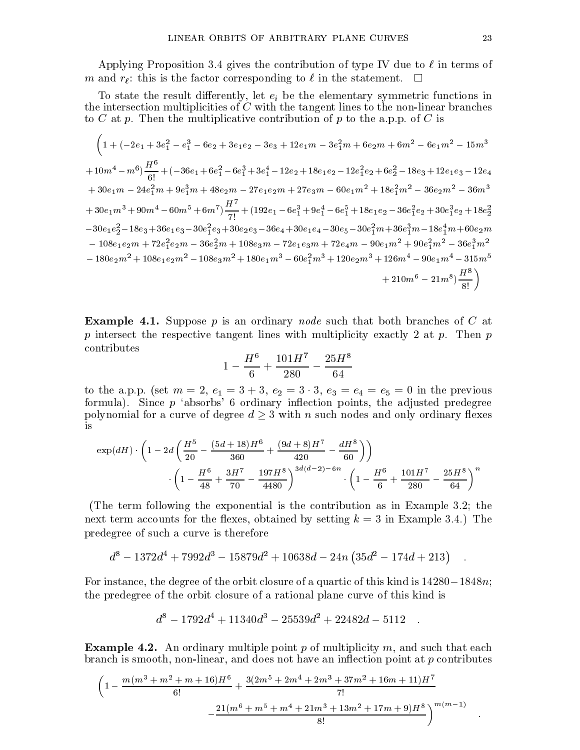Applying Proposition 3.4 gives the contribution of type IV due to $\ell$ in terms of $m$ and $r_\ell$: this is the factor corresponding to $\ell$ in the statement. $\square$

To state the result differently, let $e_i$ be the elementary symmetric functions in the intersection multiplicities of $C$ with the tangent lines to the non-linear branches to $C$ at $p$. Then the multiplicative contribution of $p$ to the a.p.p. of $C$ is

$$
\begin{aligned}
\Big(1 &+ (-2e_1+3e_1^2-e_1^3-6e_2+3e_1e_2-3e_3+12e_1m-3e_1^2m+6e_2m+6m^2-6e_1m^2-15m^3\\
&+10m^4-m^6)\frac{H^6}{6!}+(-36e_1+6e_1^2-6e_1^3+3e_1^4-12e_2+18e_1e_2-12e_1^2e_2+6e_2^2-18e_3+12e_1e_3-12e_4\\
&+30e_1m-24e_1^2m+9e_1^3m+48e_2m-27e_1e_2m+27e_3m-60e_1m^2+18e_1^2m^2-36e_2m^2-36m^3\\
&+30e_1m^3+90m^4-60m^5+6m^7)\frac{H^7}{7!}+(192e_1-6e_1^3+9e_1^4-6e_1^5+18e_1e_2-36e_1^2e_2+30e_1^3e_2+18e_2^2\\
&-30e_1e_2^2-18e_3+36e_1e_3-30e_1^2e_3+30e_2e_3-36e_4+30e_1e_4-30e_5-30e_1^2m+36e_1^3m-18e_1^4m+60e_2m\\
&-108e_1e_2m+72e_1^2e_2m-36e_2^2m+108e_3m-72e_1e_3m+72e_4m-90e_1m^2+90e_1^2m^2-36e_1^3m^2\\
&-180e_2m^2+108e_1e_2m^2-108e_3m^2+180e_1m^3-60e_1^2m^3+120e_2m^3+126m^4-90e_1m^4-315m^5\\
&+210m^6-21m^8)\frac{H^8}{8!}\Big)
\end{aligned}
$$

**Example 4.1.** Suppose $p$ is an ordinary *node* such that both branches of $C$ at $p$ intersect the respective tangent lines with multiplicity exactly 2 at $p$. Then $p$ contributes

$$1-\frac{H^6}{6}+\frac{101H^7}{280}-\frac{25H^8}{64}$$

to the a.p.p. (set $m=2$, $e_1=3+3$, $e_2=3\cdot 3$, $e_3=e_4=e_5=0$ in the previous formula). Since $p$ 'absorbs' 6 ordinary inflection points, the adjusted predegree polynomial for a curve of degree $d\geq 3$ with $n$ such nodes and only ordinary flexes is

$$
\begin{aligned}
\exp(dH)\cdot&\left(1-2d\left(\frac{H^5}{20}-\frac{(5d+18)H^6}{360}+\frac{(9d+8)H^7}{420}-\frac{dH^8}{60}\right)\right)\\
&\cdot\left(1-\frac{H^6}{48}+\frac{3H^7}{70}-\frac{197H^8}{4480}\right)^{3d(d-2)-6n}\cdot\left(1-\frac{H^6}{6}+\frac{101H^7}{280}-\frac{25H^8}{64}\right)^n
\end{aligned}
$$

(The term following the exponential is the contribution as in Example 3.2; the next term accounts for the flexes, obtained by setting $k=3$ in Example 3.4.) The predegree of such a curve is therefore

$$d^8-1372d^4+7992d^3-15879d^2+10638d-24n\left(35d^2-174d+213\right)\quad .$$

For instance, the degree of the orbit closure of a quartic of this kind is $14280-1848n$; the predegree of the orbit closure of a rational plane curve of this kind is

$$d^8-1792d^4+11340d^3-25539d^2+22482d-5112\quad .$$

**Example 4.2.** An ordinary multiple point $p$ of multiplicity $m$, and such that each branch is smooth, non-linear, and does not have an inflection point at $p$ contributes

$$
\begin{aligned}
\Bigg(1-\frac{m(m^3+m^2+m+16)H^6}{6!}&+\frac{3(2m^5+2m^4+2m^3+37m^2+16m+11)H^7}{7!}\\
&-\frac{21(m^6+m^5+m^4+21m^3+13m^2+17m+9)H^8}{8!}\Bigg)^{m(m-1)}\quad .
\end{aligned}
$$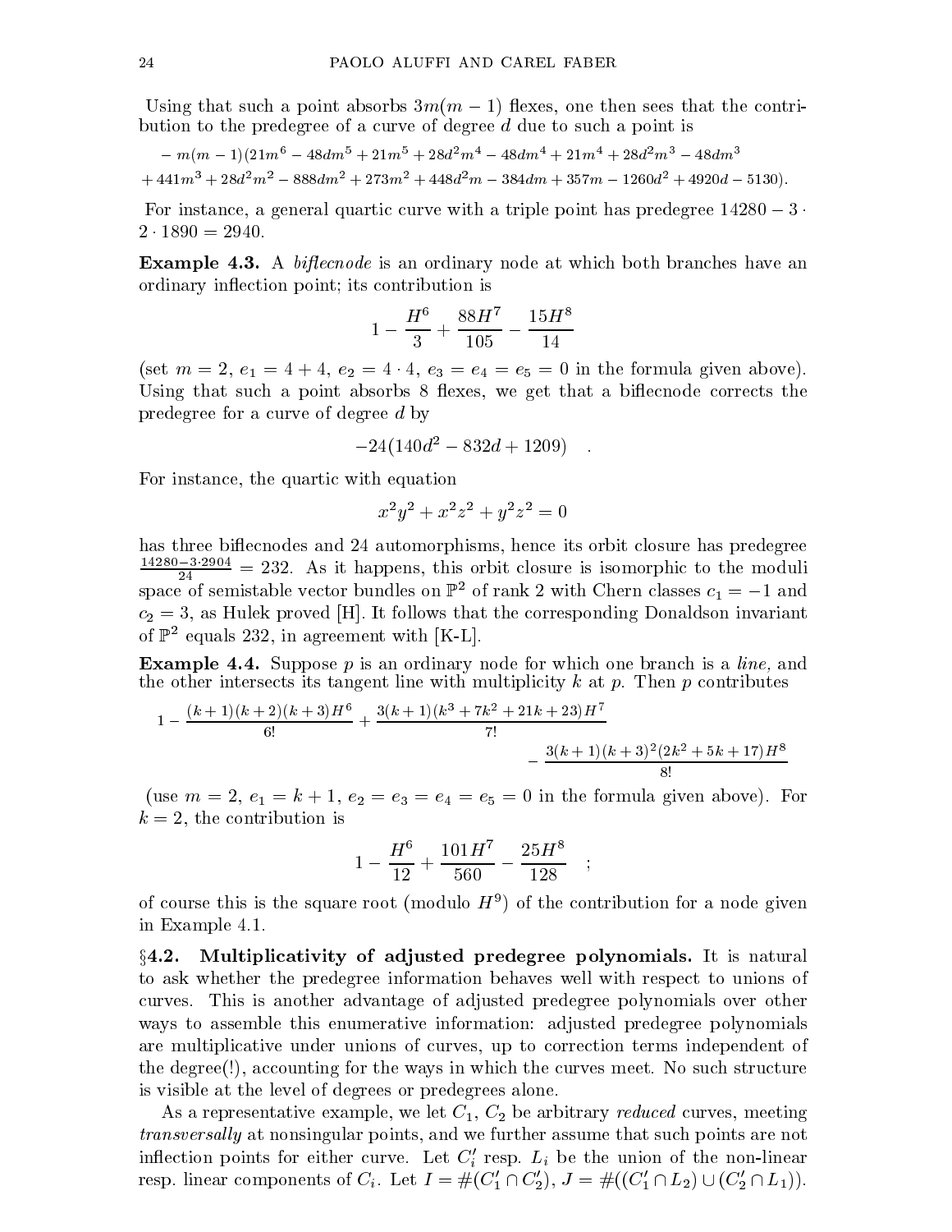Using that such a point absorbs $3m(m-1)$ flexes, one then sees that the contribution to the predegree of a curve of degree $d$ due to such a point is

$$-m(m-1)(21m^6 - 48dm^5 + 21m^5 + 28d^2m^4 - 48dm^4 + 21m^4 + 28d^2m^3 - 48dm^3$$
$$+441m^3 + 28d^2m^2 - 888dm^2 + 273m^2 + 448d^2m - 384dm + 357m - 1260d^2 + 4920d - 5130).$$

For instance, a general quartic curve with a triple point has predegree $14280 - 3 \cdot 2 \cdot 1890 = 2940$.

**Example 4.3.** A *biflecnode* is an ordinary node at which both branches have an ordinary inflection point; its contribution is

$$1 - \frac{H^6}{3} + \frac{88H^7}{105} - \frac{15H^8}{14}$$

(set $m = 2$, $e_1 = 4 + 4$, $e_2 = 4 \cdot 4$, $e_3 = e_4 = e_5 = 0$ in the formula given above). Using that such a point absorbs 8 flexes, we get that a biflecnode corrects the predegree for a curve of degree $d$ by

$$-24(140d^2 - 832d + 1209) \quad .$$

For instance, the quartic with equation

$$x^2y^2 + x^2z^2 + y^2z^2 = 0$$

has three biflecnodes and 24 automorphisms, hence its orbit closure has predegree $\frac{14280 - 3 \cdot 2904}{24} = 232$. As it happens, this orbit closure is isomorphic to the moduli space of semistable vector bundles on $\mathbb{P}^2$ of rank 2 with Chern classes $c_1 = -1$ and $c_2 = 3$, as Hulek proved [H]. It follows that the corresponding Donaldson invariant of $\mathbb{P}^2$ equals 232, in agreement with [K-L].

**Example 4.4.** Suppose $p$ is an ordinary node for which one branch is a *line*, and the other intersects its tangent line with multiplicity $k$ at $p$. Then $p$ contributes

$$1 - \frac{(k+1)(k+2)(k+3)H^6}{6!} + \frac{3(k+1)(k^3 + 7k^2 + 21k + 23)H^7}{7!} - \frac{3(k+1)(k+3)^2(2k^2 + 5k + 17)H^8}{8!}$$

(use $m = 2$, $e_1 = k + 1$, $e_2 = e_3 = e_4 = e_5 = 0$ in the formula given above). For $k = 2$, the contribution is

$$1 - \frac{H^6}{12} + \frac{101H^7}{560} - \frac{25H^8}{128} \quad ;$$

of course this is the square root (modulo $H^9$) of the contribution for a node given in Example 4.1.

**§4.2. Multiplicativity of adjusted predegree polynomials.** It is natural to ask whether the predegree information behaves well with respect to unions of curves. This is another advantage of adjusted predegree polynomials over other ways to assemble this enumerative information: adjusted predegree polynomials are multiplicative under unions of curves, up to correction terms independent of the degree(!), accounting for the ways in which the curves meet. No such structure is visible at the level of degrees or predegrees alone.

As a representative example, we let $C_1$, $C_2$ be arbitrary *reduced* curves, meeting *transversally* at nonsingular points, and we further assume that such points are not inflection points for either curve. Let $C_i'$ resp. $L_i$ be the union of the non-linear resp. linear components of $C_i$. Let $I = \#(C_1' \cap C_2')$, $J = \#((C_1' \cap L_2) \cup (C_2' \cap L_1))$.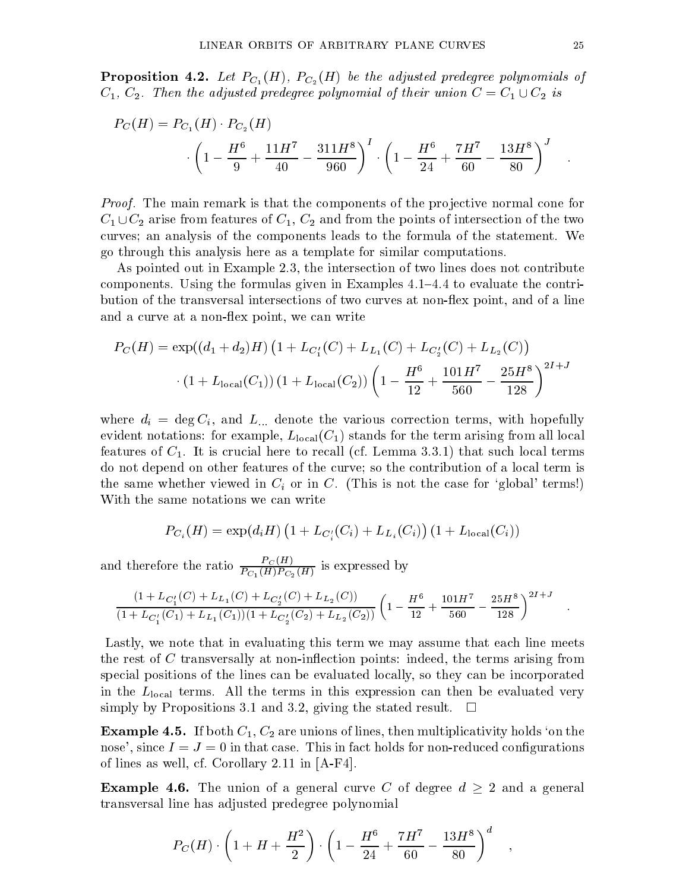**Proposition 4.2.** *Let $P_{C_1}(H)$, $P_{C_2}(H)$ be the adjusted predegree polynomials of $C_1$, $C_2$. Then the adjusted predegree polynomial of their union $C = C_1 \cup C_2$ is*

$$P_C(H) = P_{C_1}(H) \cdot P_{C_2}(H) \cdot \left(1 - \frac{H^6}{9} + \frac{11H^7}{40} - \frac{311H^8}{960}\right)^I \cdot \left(1 - \frac{H^6}{24} + \frac{7H^7}{60} - \frac{13H^8}{80}\right)^J \quad .$$

*Proof.* The main remark is that the components of the projective normal cone for $C_1 \cup C_2$ arise from features of $C_1$, $C_2$ and from the points of intersection of the two curves; an analysis of the components leads to the formula of the statement. We go through this analysis here as a template for similar computations.

As pointed out in Example 2.3, the intersection of two lines does not contribute components. Using the formulas given in Examples 4.1–4.4 to evaluate the contribution of the transversal intersections of two curves at non-flex point, and of a line and a curve at a non-flex point, we can write

$$P_C(H) = \exp((d_1+d_2)H)\left(1 + L_{C_1'}(C) + L_{L_1}(C) + L_{C_2'}(C) + L_{L_2}(C)\right) \cdot (1 + L_{\text{local}}(C_1))(1 + L_{\text{local}}(C_2)) \left(1 - \frac{H^6}{12} + \frac{101H^7}{560} - \frac{25H^8}{128}\right)^{2I+J}$$

where $d_i = \deg C_i$, and $L_{\dots}$ denote the various correction terms, with hopefully evident notations: for example, $L_{\text{local}}(C_1)$ stands for the term arising from all local features of $C_1$. It is crucial here to recall (cf. Lemma 3.3.1) that such local terms do not depend on other features of the curve; so the contribution of a local term is the same whether viewed in $C_i$ or in $C$. (This is not the case for 'global' terms!) With the same notations we can write

$$P_{C_i}(H) = \exp(d_i H)\left(1 + L_{C_i'}(C_i) + L_{L_i}(C_i)\right)(1 + L_{\text{local}}(C_i))$$

and therefore the ratio $\frac{P_C(H)}{P_{C_1}(H)P_{C_2}(H)}$ is expressed by

$$\frac{(1 + L_{C_1'}(C) + L_{L_1}(C) + L_{C_2'}(C) + L_{L_2}(C))}{(1 + L_{C_1'}(C_1) + L_{L_1}(C_1))(1 + L_{C_2'}(C_2) + L_{L_2}(C_2))}\left(1 - \frac{H^6}{12} + \frac{101H^7}{560} - \frac{25H^8}{128}\right)^{2I+J} \quad .$$

Lastly, we note that in evaluating this term we may assume that each line meets the rest of $C$ transversally at non-inflection points: indeed, the terms arising from special positions of the lines can be evaluated locally, so they can be incorporated in the $L_{\text{local}}$ terms. All the terms in this expression can then be evaluated very simply by Propositions 3.1 and 3.2, giving the stated result. □

**Example 4.5.** If both $C_1$, $C_2$ are unions of lines, then multiplicativity holds 'on the nose', since $I = J = 0$ in that case. This in fact holds for non-reduced configurations of lines as well, cf. Corollary 2.11 in [A-F4].

**Example 4.6.** The union of a general curve $C$ of degree $d \geq 2$ and a general transversal line has adjusted predegree polynomial

$$P_C(H) \cdot \left(1 + H + \frac{H^2}{2}\right) \cdot \left(1 - \frac{H^6}{24} + \frac{7H^7}{60} - \frac{13H^8}{80}\right)^d \quad ,$$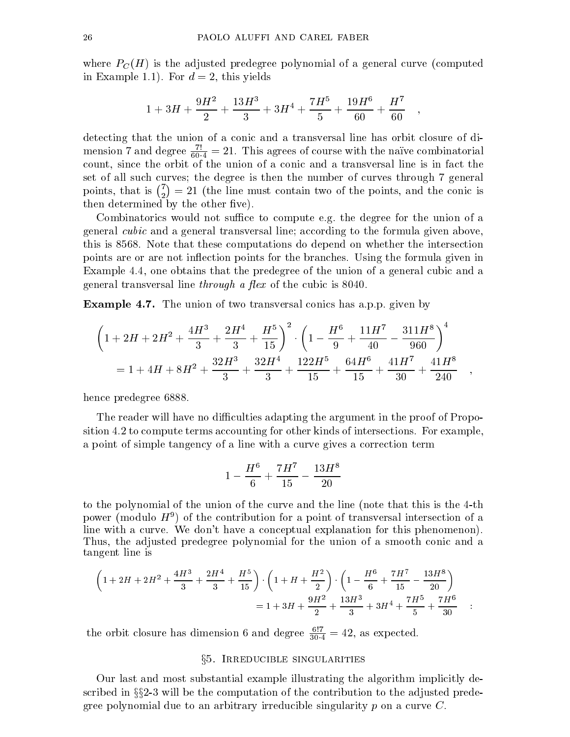where $P_C(H)$ is the adjusted predegree polynomial of a general curve (computed in Example 1.1). For $d = 2$, this yields

$$1 + 3H + \frac{9H^2}{2} + \frac{13H^3}{3} + 3H^4 + \frac{7H^5}{5} + \frac{19H^6}{60} + \frac{H^7}{60} \quad ,$$

detecting that the union of a conic and a transversal line has orbit closure of dimension 7 and degree $\frac{7!}{60 \cdot 4} = 21$. This agrees of course with the naïve combinatorial count, since the orbit of the union of a conic and a transversal line is in fact the set of all such curves; the degree is then the number of curves through 7 general points, that is $\binom{7}{2} = 21$ (the line must contain two of the points, and the conic is then determined by the other five).

Combinatorics would not suffice to compute e.g. the degree for the union of a general *cubic* and a general transversal line; according to the formula given above, this is 8568. Note that these computations do depend on whether the intersection points are or are not inflection points for the branches. Using the formula given in Example 4.4, one obtains that the predegree of the union of a general cubic and a general transversal line *through a flex* of the cubic is 8040.

**Example 4.7.** The union of two transversal conics has a.p.p. given by

$$\left(1 + 2H + 2H^2 + \frac{4H^3}{3} + \frac{2H^4}{3} + \frac{H^5}{15}\right)^2 \cdot \left(1 - \frac{H^6}{9} + \frac{11H^7}{40} - \frac{311H^8}{960}\right)^4$$
$$= 1 + 4H + 8H^2 + \frac{32H^3}{3} + \frac{32H^4}{3} + \frac{122H^5}{15} + \frac{64H^6}{15} + \frac{41H^7}{30} + \frac{41H^8}{240} \quad ,$$

hence predegree 6888.

The reader will have no difficulties adapting the argument in the proof of Proposition 4.2 to compute terms accounting for other kinds of intersections. For example, a point of simple tangency of a line with a curve gives a correction term

$$1 - \frac{H^6}{6} + \frac{7H^7}{15} - \frac{13H^8}{20}$$

to the polynomial of the union of the curve and the line (note that this is the 4-th power (modulo $H^9$) of the contribution for a point of transversal intersection of a line with a curve. We don't have a conceptual explanation for this phenomenon). Thus, the adjusted predegree polynomial for the union of a smooth conic and a tangent line is

$$\left(1 + 2H + 2H^2 + \frac{4H^3}{3} + \frac{2H^4}{3} + \frac{H^5}{15}\right) \cdot \left(1 + H + \frac{H^2}{2}\right) \cdot \left(1 - \frac{H^6}{6} + \frac{7H^7}{15} - \frac{13H^8}{20}\right)$$
$$= 1 + 3H + \frac{9H^2}{2} + \frac{13H^3}{3} + 3H^4 + \frac{7H^5}{5} + \frac{7H^6}{30} \quad :$$

the orbit closure has dimension 6 and degree $\frac{6!7}{30 \cdot 4} = 42$, as expected.

## §5. Irreducible singularities

Our last and most substantial example illustrating the algorithm implicitly described in §§2-3 will be the computation of the contribution to the adjusted predegree polynomial due to an arbitrary irreducible singularity $p$ on a curve $C$.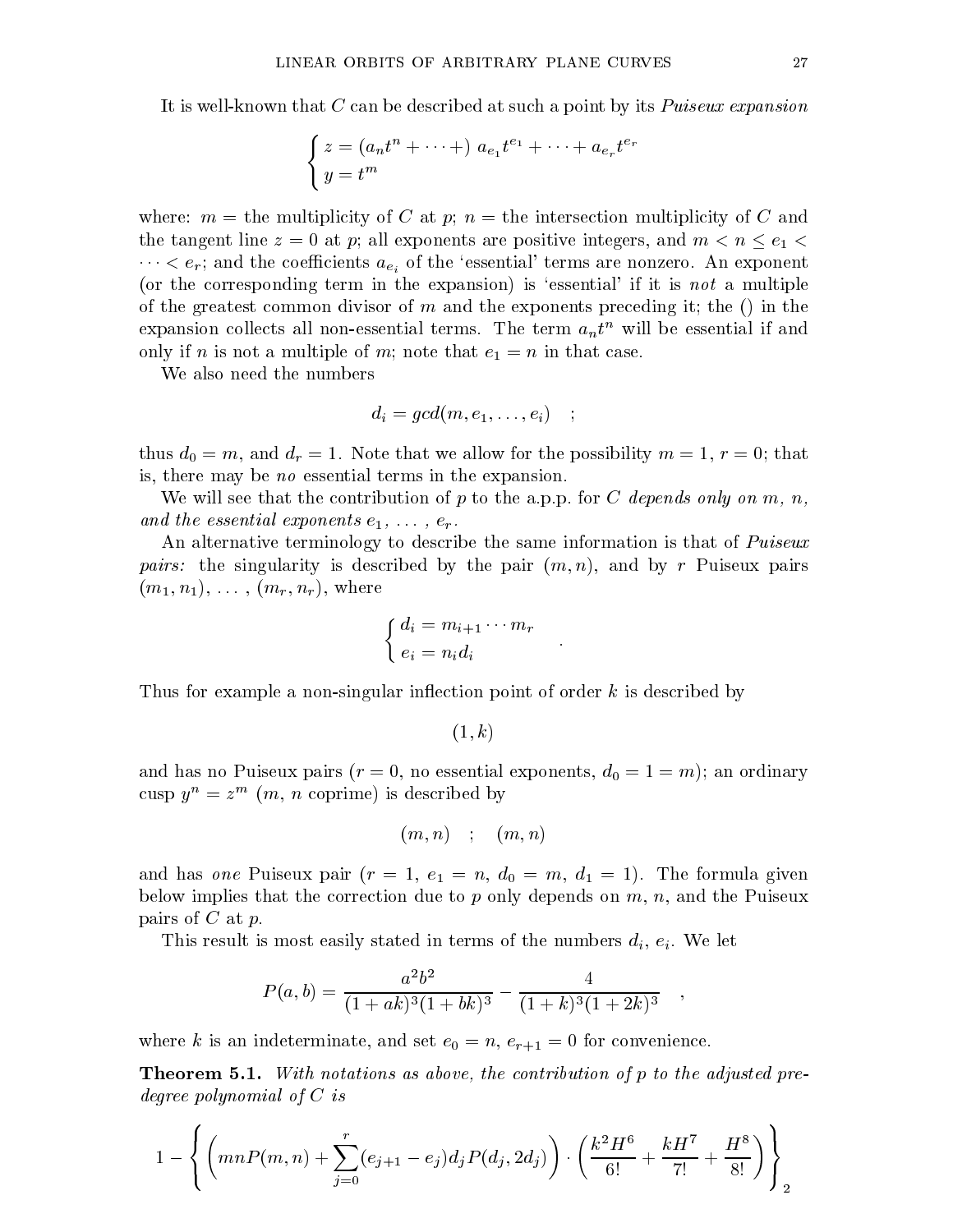It is well-known that $C$ can be described at such a point by its *Puiseux expansion*

$$\begin{cases} z = (a_n t^n + \cdots +)\ a_{e_1} t^{e_1} + \cdots + a_{e_r} t^{e_r} \\ y = t^m \end{cases}$$

where: $m =$ the multiplicity of $C$ at $p$; $n =$ the intersection multiplicity of $C$ and the tangent line $z = 0$ at $p$; all exponents are positive integers, and $m < n \leq e_1 < \cdots < e_r$; and the coefficients $a_{e_i}$ of the 'essential' terms are nonzero. An exponent (or the corresponding term in the expansion) is 'essential' if it is *not* a multiple of the greatest common divisor of $m$ and the exponents preceding it; the () in the expansion collects all non-essential terms. The term $a_n t^n$ will be essential if and only if $n$ is not a multiple of $m$; note that $e_1 = n$ in that case.

We also need the numbers

$$d_i = gcd(m, e_1, \ldots, e_i) \quad ;$$

thus $d_0 = m$, and $d_r = 1$. Note that we allow for the possibility $m = 1$, $r = 0$; that is, there may be *no* essential terms in the expansion.

We will see that the contribution of $p$ to the a.p.p. for $C$ *depends only on $m$, $n$, and the essential exponents $e_1, \ldots, e_r$.*

An alternative terminology to describe the same information is that of *Puiseux pairs:* the singularity is described by the pair $(m, n)$, and by $r$ Puiseux pairs $(m_1, n_1), \ldots, (m_r, n_r)$, where

$$\begin{cases} d_i = m_{i+1} \cdots m_r \\ e_i = n_i d_i \end{cases} .$$

Thus for example a non-singular inflection point of order $k$ is described by

$$(1, k)$$

and has no Puiseux pairs ($r = 0$, no essential exponents, $d_0 = 1 = m$); an ordinary cusp $y^n = z^m$ ($m$, $n$ coprime) is described by

$$(m, n) \quad ; \quad (m, n)$$

and has *one* Puiseux pair ($r = 1$, $e_1 = n$, $d_0 = m$, $d_1 = 1$). The formula given below implies that the correction due to $p$ only depends on $m$, $n$, and the Puiseux pairs of $C$ at $p$.

This result is most easily stated in terms of the numbers $d_i$, $e_i$. We let

$$P(a, b) = \frac{a^2 b^2}{(1 + ak)^3 (1 + bk)^3} - \frac{4}{(1 + k)^3 (1 + 2k)^3} \quad ,$$

where $k$ is an indeterminate, and set $e_0 = n$, $e_{r+1} = 0$ for convenience.

**Theorem 5.1.** *With notations as above, the contribution of $p$ to the adjusted predegree polynomial of $C$ is*

$$1 - \left\{ \left( mnP(m, n) + \sum_{j=0}^{r} (e_{j+1} - e_j) d_j P(d_j, 2d_j) \right) \cdot \left( \frac{k^2 H^6}{6!} + \frac{kH^7}{7!} + \frac{H^8}{8!} \right) \right\}_2$$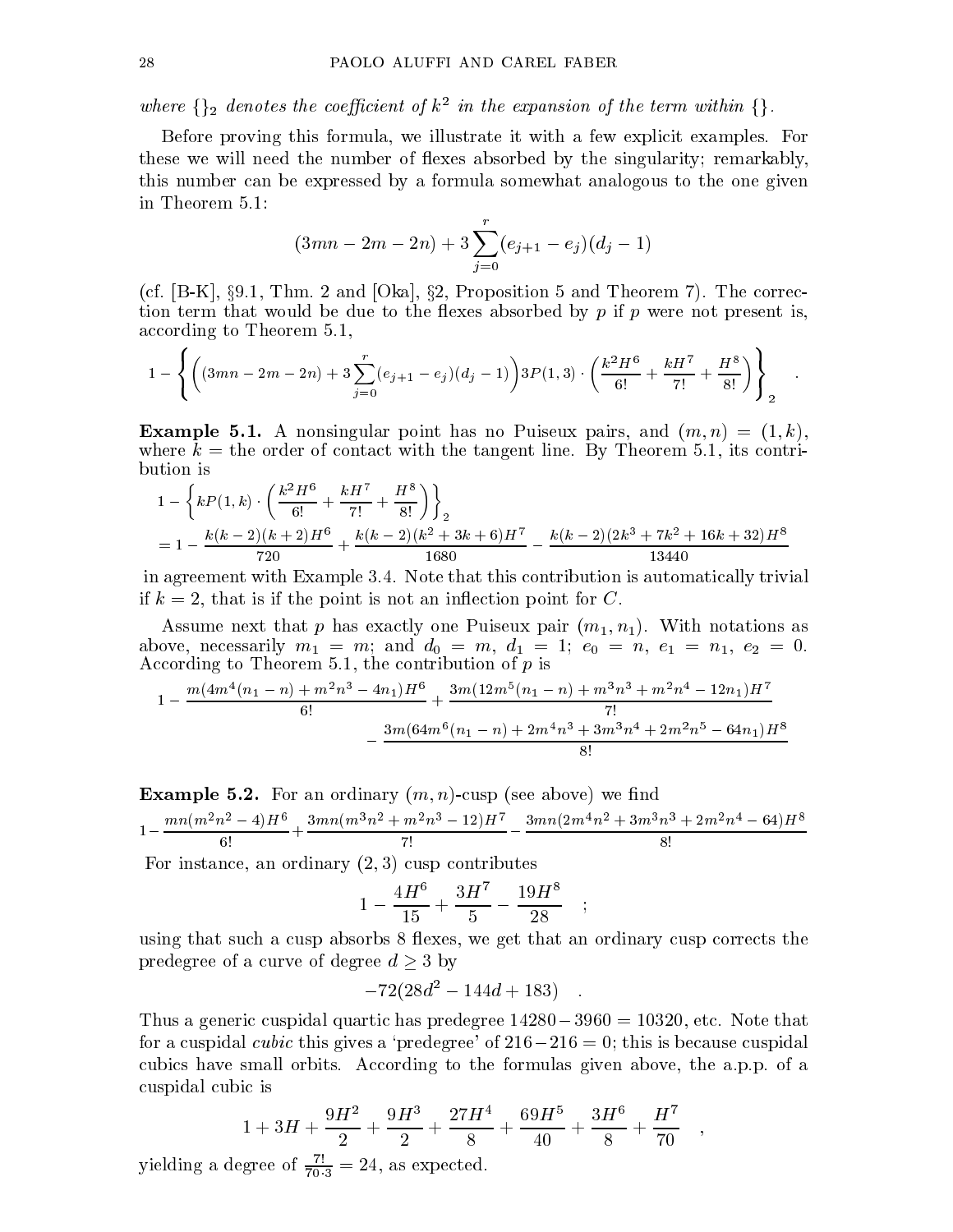*where* $\{\}_2$ *denotes the coefficient of* $k^2$ *in the expansion of the term within* $\{\}$.

Before proving this formula, we illustrate it with a few explicit examples. For these we will need the number of flexes absorbed by the singularity; remarkably, this number can be expressed by a formula somewhat analogous to the one given in Theorem 5.1:

$$(3mn-2m-2n)+3\sum_{j=0}^{r}(e_{j+1}-e_j)(d_j-1)$$

(cf. [B-K], §9.1, Thm. 2 and [Oka], §2, Proposition 5 and Theorem 7). The correction term that would be due to the flexes absorbed by $p$ if $p$ were not present is, according to Theorem 5.1,

$$1-\left\{\left((3mn-2m-2n)+3\sum_{j=0}^{r}(e_{j+1}-e_j)(d_j-1)\right)3P(1,3)\cdot\left(\frac{k^2H^6}{6!}+\frac{kH^7}{7!}+\frac{H^8}{8!}\right)\right\}_2 \quad .$$

**Example 5.1.** A nonsingular point has no Puiseux pairs, and $(m,n)=(1,k)$, where $k=$ the order of contact with the tangent line. By Theorem 5.1, its contribution is

$$\begin{aligned}&1-\left\{kP(1,k)\cdot\left(\frac{k^2H^6}{6!}+\frac{kH^7}{7!}+\frac{H^8}{8!}\right)\right\}_2\\&=1-\frac{k(k-2)(k+2)H^6}{720}+\frac{k(k-2)(k^2+3k+6)H^7}{1680}-\frac{k(k-2)(2k^3+7k^2+16k+32)H^8}{13440}\end{aligned}$$

in agreement with Example 3.4. Note that this contribution is automatically trivial if $k=2$, that is if the point is not an inflection point for $C$.

Assume next that $p$ has exactly one Puiseux pair $(m_1,n_1)$. With notations as above, necessarily $m_1=m$; and $d_0=m$, $d_1=1$; $e_0=n$, $e_1=n_1$, $e_2=0$. According to Theorem 5.1, the contribution of $p$ is

$$\begin{aligned}1-\frac{m(4m^4(n_1-n)+m^2n^3-4n_1)H^6}{6!}+\frac{3m(12m^5(n_1-n)+m^3n^3+m^2n^4-12n_1)H^7}{7!}\\-\frac{3m(64m^6(n_1-n)+2m^4n^3+3m^3n^4+2m^2n^5-64n_1)H^8}{8!}\end{aligned}$$

**Example 5.2.** For an ordinary $(m,n)$-cusp (see above) we find

$$1-\frac{mn(m^2n^2-4)H^6}{6!}+\frac{3mn(m^3n^2+m^2n^3-12)H^7}{7!}-\frac{3mn(2m^4n^2+3m^3n^3+2m^2n^4-64)H^8}{8!}$$

For instance, an ordinary $(2,3)$ cusp contributes

$$1-\frac{4H^6}{15}+\frac{3H^7}{5}-\frac{19H^8}{28} \quad ;$$

using that such a cusp absorbs 8 flexes, we get that an ordinary cusp corrects the predegree of a curve of degree $d\ge 3$ by

$$-72(28d^2-144d+183) \quad .$$

Thus a generic cuspidal quartic has predegree $14280-3960=10320$, etc. Note that for a cuspidal *cubic* this gives a 'predegree' of $216-216=0$; this is because cuspidal cubics have small orbits. According to the formulas given above, the a.p.p. of a cuspidal cubic is

$$1+3H+\frac{9H^2}{2}+\frac{9H^3}{2}+\frac{27H^4}{8}+\frac{69H^5}{40}+\frac{3H^6}{8}+\frac{H^7}{70} \quad ,$$

yielding a degree of $\frac{7!}{70\cdot 3}=24$, as expected.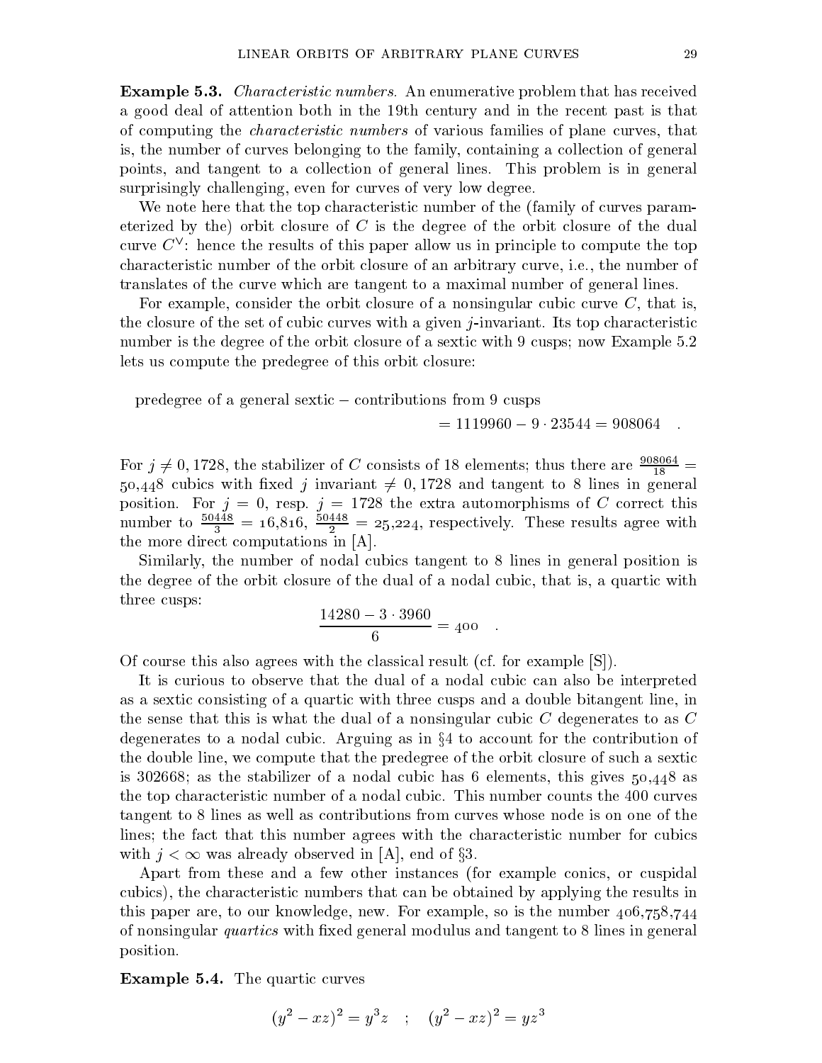**Example 5.3.** *Characteristic numbers.* An enumerative problem that has received a good deal of attention both in the 19th century and in the recent past is that of computing the *characteristic numbers* of various families of plane curves, that is, the number of curves belonging to the family, containing a collection of general points, and tangent to a collection of general lines. This problem is in general surprisingly challenging, even for curves of very low degree.

We note here that the top characteristic number of the (family of curves parameterized by the) orbit closure of $C$ is the degree of the orbit closure of the dual curve $C^\vee$: hence the results of this paper allow us in principle to compute the top characteristic number of the orbit closure of an arbitrary curve, i.e., the number of translates of the curve which are tangent to a maximal number of general lines.

For example, consider the orbit closure of a nonsingular cubic curve $C$, that is, the closure of the set of cubic curves with a given $j$-invariant. Its top characteristic number is the degree of the orbit closure of a sextic with 9 cusps; now Example 5.2 lets us compute the predegree of this orbit closure:

$$\begin{aligned}&\text{predegree of a general sextic} - \text{contributions from 9 cusps}\\ &\qquad\qquad = 1119960 - 9 \cdot 23544 = 908064 \quad .\end{aligned}$$

For $j \neq 0, 1728$, the stabilizer of $C$ consists of 18 elements; thus there are $\frac{908064}{18} = 50{,}448$ cubics with fixed $j$ invariant $\neq 0, 1728$ and tangent to 8 lines in general position. For $j = 0$, resp. $j = 1728$ the extra automorphisms of $C$ correct this number to $\frac{50448}{3} = 16{,}816$, $\frac{50448}{2} = 25{,}224$, respectively. These results agree with the more direct computations in [A].

Similarly, the number of nodal cubics tangent to 8 lines in general position is the degree of the orbit closure of the dual of a nodal cubic, that is, a quartic with three cusps:

$$\frac{14280 - 3 \cdot 3960}{6} = 400 \quad .$$

Of course this also agrees with the classical result (cf. for example [S]).

It is curious to observe that the dual of a nodal cubic can also be interpreted as a sextic consisting of a quartic with three cusps and a double bitangent line, in the sense that this is what the dual of a nonsingular cubic $C$ degenerates to as $C$ degenerates to a nodal cubic. Arguing as in §4 to account for the contribution of the double line, we compute that the predegree of the orbit closure of such a sextic is 302668; as the stabilizer of a nodal cubic has 6 elements, this gives 50,448 as the top characteristic number of a nodal cubic. This number counts the 400 curves tangent to 8 lines as well as contributions from curves whose node is on one of the lines; the fact that this number agrees with the characteristic number for cubics with $j < \infty$ was already observed in [A], end of §3.

Apart from these and a few other instances (for example conics, or cuspidal cubics), the characteristic numbers that can be obtained by applying the results in this paper are, to our knowledge, new. For example, so is the number 406,758,744 of nonsingular *quartics* with fixed general modulus and tangent to 8 lines in general position.

**Example 5.4.** The quartic curves

$$(y^2 - xz)^2 = y^3 z \quad ; \quad (y^2 - xz)^2 = yz^3$$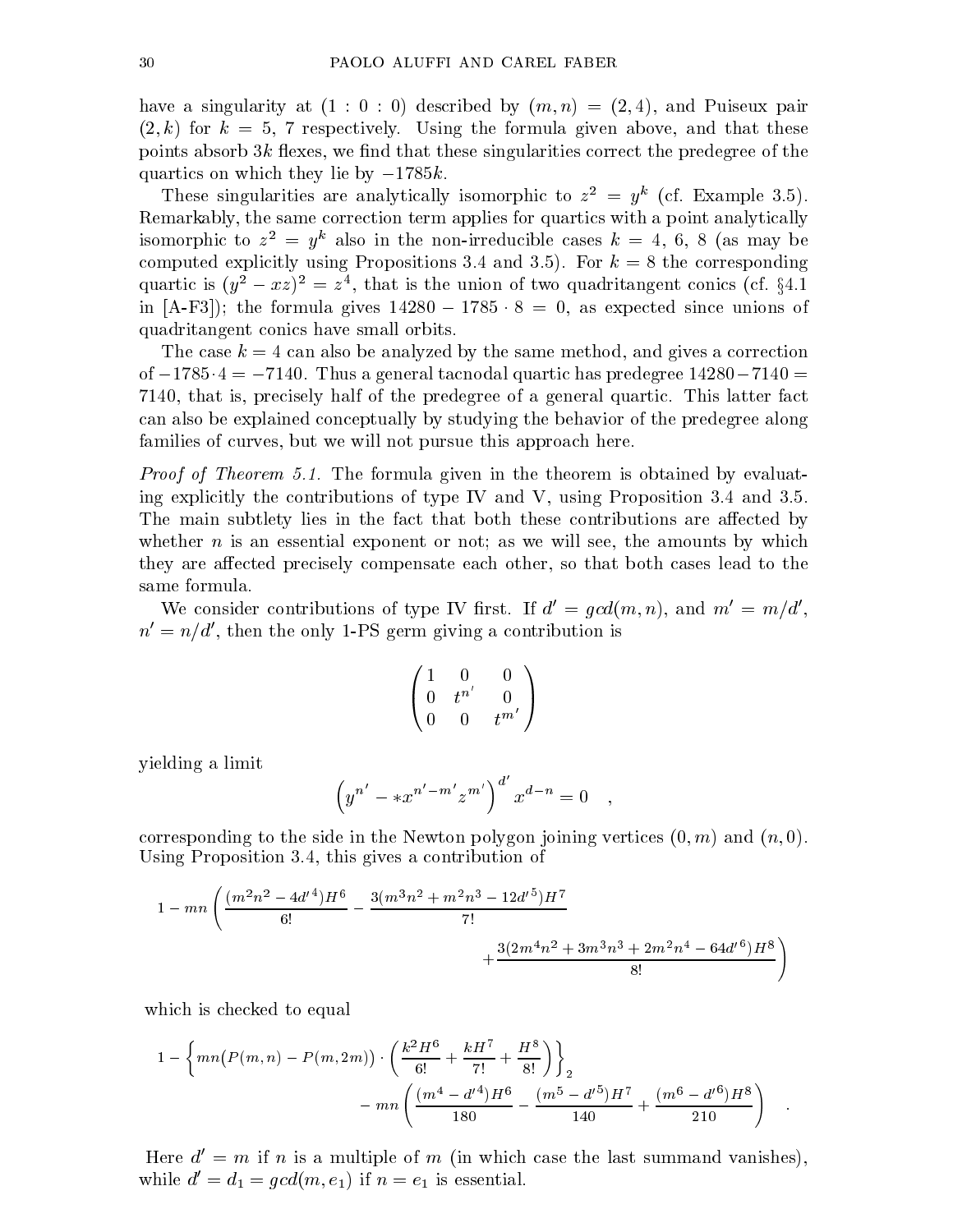have a singularity at $(1:0:0)$ described by $(m,n) = (2,4)$, and Puiseux pair $(2,k)$ for $k = 5, 7$ respectively. Using the formula given above, and that these points absorb $3k$ flexes, we find that these singularities correct the predegree of the quartics on which they lie by $-1785k$.

These singularities are analytically isomorphic to $z^2 = y^k$ (cf. Example 3.5). Remarkably, the same correction term applies for quartics with a point analytically isomorphic to $z^2 = y^k$ also in the non-irreducible cases $k = 4, 6, 8$ (as may be computed explicitly using Propositions 3.4 and 3.5). For $k = 8$ the corresponding quartic is $(y^2 - xz)^2 = z^4$, that is the union of two quadritangent conics (cf. §4.1 in [A-F3]); the formula gives $14280 - 1785 \cdot 8 = 0$, as expected since unions of quadritangent conics have small orbits.

The case $k = 4$ can also be analyzed by the same method, and gives a correction of $-1785 \cdot 4 = -7140$. Thus a general tacnodal quartic has predegree $14280 - 7140 = 7140$, that is, precisely half of the predegree of a general quartic. This latter fact can also be explained conceptually by studying the behavior of the predegree along families of curves, but we will not pursue this approach here.

*Proof of Theorem 5.1.* The formula given in the theorem is obtained by evaluating explicitly the contributions of type IV and V, using Proposition 3.4 and 3.5. The main subtlety lies in the fact that both these contributions are affected by whether $n$ is an essential exponent or not; as we will see, the amounts by which they are affected precisely compensate each other, so that both cases lead to the same formula.

We consider contributions of type IV first. If $d' = gcd(m,n)$, and $m' = m/d'$, $n' = n/d'$, then the only 1-PS germ giving a contribution is

$$\begin{pmatrix} 1 & 0 & 0 \\ 0 & t^{n'} & 0 \\ 0 & 0 & t^{m'} \end{pmatrix}$$

yielding a limit

$$\left(y^{n'} - * x^{n'-m'} z^{m'}\right)^{d'} x^{d-n} = 0 \quad ,$$

corresponding to the side in the Newton polygon joining vertices $(0,m)$ and $(n,0)$. Using Proposition 3.4, this gives a contribution of

$$1 - mn\left(\frac{(m^2n^2 - 4d'^4)H^6}{6!} - \frac{3(m^3n^2 + m^2n^3 - 12d'^5)H^7}{7!} + \frac{3(2m^4n^2 + 3m^3n^3 + 2m^2n^4 - 64d'^6)H^8}{8!}\right)$$

which is checked to equal

$$1 - \left\{mn\big(P(m,n) - P(m,2m)\big)\cdot\left(\frac{k^2H^6}{6!} + \frac{kH^7}{7!} + \frac{H^8}{8!}\right)\right\}_2 - mn\left(\frac{(m^4 - d'^4)H^6}{180} - \frac{(m^5 - d'^5)H^7}{140} + \frac{(m^6 - d'^6)H^8}{210}\right) \quad .$$

Here $d' = m$ if $n$ is a multiple of $m$ (in which case the last summand vanishes), while $d' = d_1 = gcd(m, e_1)$ if $n = e_1$ is essential.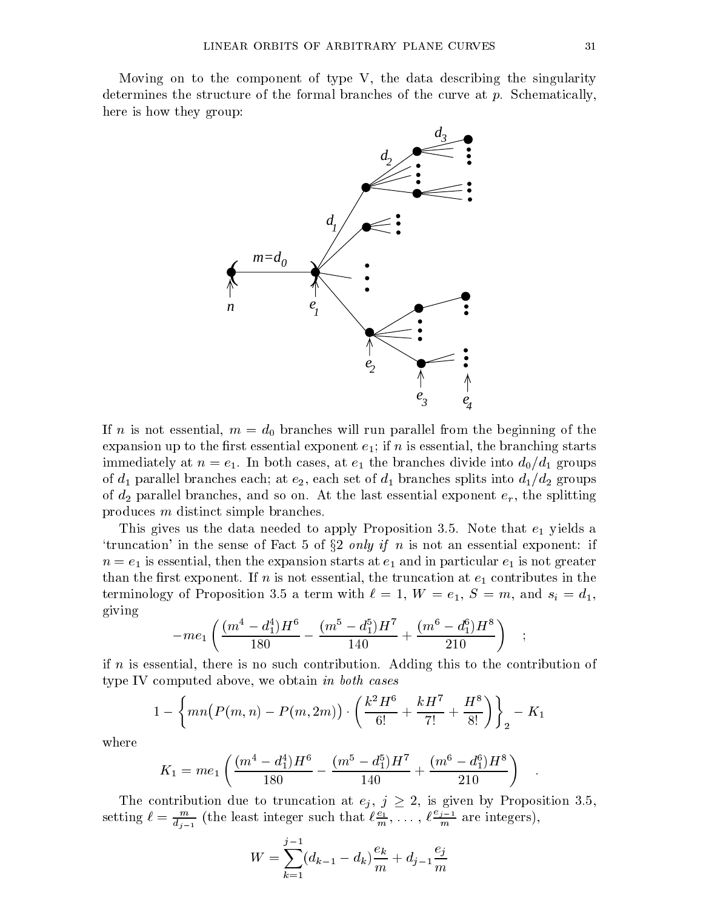Moving on to the component of type V, the data describing the singularity determines the structure of the formal branches of the curve at $p$. Schematically, here is how they group:

If $n$ is not essential, $m = d_0$ branches will run parallel from the beginning of the expansion up to the first essential exponent $e_1$; if $n$ is essential, the branching starts immediately at $n = e_1$. In both cases, at $e_1$ the branches divide into $d_0/d_1$ groups of $d_1$ parallel branches each; at $e_2$, each set of $d_1$ branches splits into $d_1/d_2$ groups of $d_2$ parallel branches, and so on. At the last essential exponent $e_r$, the splitting produces $m$ distinct simple branches.

This gives us the data needed to apply Proposition 3.5. Note that $e_1$ yields a 'truncation' in the sense of Fact 5 of §2 *only if* $n$ is not an essential exponent: if $n = e_1$ is essential, then the expansion starts at $e_1$ and in particular $e_1$ is not greater than the first exponent. If $n$ is not essential, the truncation at $e_1$ contributes in the terminology of Proposition 3.5 a term with $\ell = 1$, $W = e_1$, $S = m$, and $s_i = d_1$, giving

$$-me_1\left(\frac{(m^4 - d_1^4)H^6}{180} - \frac{(m^5 - d_1^5)H^7}{140} + \frac{(m^6 - d_1^6)H^8}{210}\right) \quad ;$$

if $n$ is essential, there is no such contribution. Adding this to the contribution of type IV computed above, we obtain *in both cases*

$$1 - \left\{mn\big(P(m,n) - P(m,2m)\big)\cdot\left(\frac{k^2H^6}{6!} + \frac{kH^7}{7!} + \frac{H^8}{8!}\right)\right\}_2 - K_1$$

where

$$K_1 = me_1\left(\frac{(m^4 - d_1^4)H^6}{180} - \frac{(m^5 - d_1^5)H^7}{140} + \frac{(m^6 - d_1^6)H^8}{210}\right) \quad .$$

The contribution due to truncation at $e_j$, $j \geq 2$, is given by Proposition 3.5, setting $\ell = \frac{m}{d_{j-1}}$ (the least integer such that $\ell\frac{e_1}{m}, \ldots, \ell\frac{e_{j-1}}{m}$ are integers),

$$W = \sum_{k=1}^{j-1}(d_{k-1} - d_k)\frac{e_k}{m} + d_{j-1}\frac{e_j}{m}$$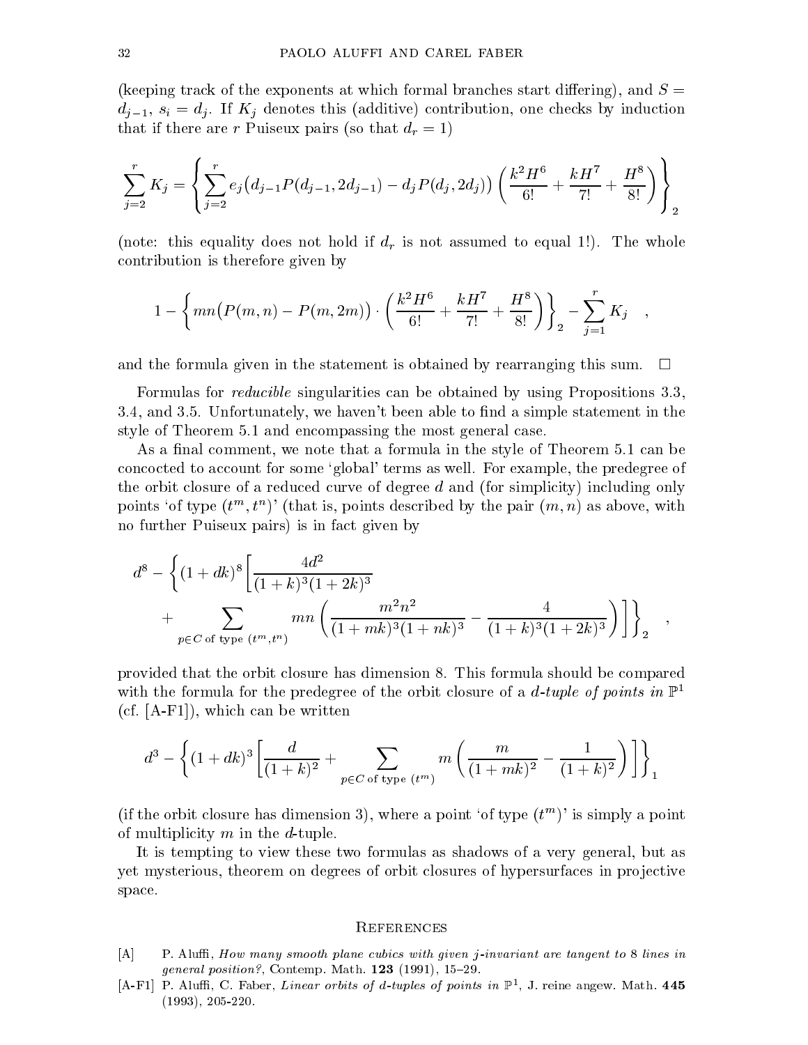(keeping track of the exponents at which formal branches start differing), and $S = d_{j-1}$, $s_i = d_j$. If $K_j$ denotes this (additive) contribution, one checks by induction that if there are $r$ Puiseux pairs (so that $d_r = 1$)

$$\sum_{j=2}^{r} K_j = \left\{ \sum_{j=2}^{r} e_j\big(d_{j-1}P(d_{j-1}, 2d_{j-1}) - d_j P(d_j, 2d_j)\big) \left( \frac{k^2H^6}{6!} + \frac{kH^7}{7!} + \frac{H^8}{8!} \right) \right\}_2$$

(note: this equality does not hold if $d_r$ is not assumed to equal 1!). The whole contribution is therefore given by

$$1 - \left\{ mn\big(P(m,n) - P(m,2m)\big) \cdot \left( \frac{k^2H^6}{6!} + \frac{kH^7}{7!} + \frac{H^8}{8!} \right) \right\}_2 - \sum_{j=1}^{r} K_j \quad ,$$

and the formula given in the statement is obtained by rearranging this sum. $\square$

Formulas for *reducible* singularities can be obtained by using Propositions 3.3, 3.4, and 3.5. Unfortunately, we haven't been able to find a simple statement in the style of Theorem 5.1 and encompassing the most general case.

As a final comment, we note that a formula in the style of Theorem 5.1 can be concocted to account for some 'global' terms as well. For example, the predegree of the orbit closure of a reduced curve of degree $d$ and (for simplicity) including only points 'of type $(t^m, t^n)$' (that is, points described by the pair $(m, n)$ as above, with no further Puiseux pairs) is in fact given by

$$d^8 - \left\{ (1+dk)^8 \left[ \frac{4d^2}{(1+k)^3(1+2k)^3} + \sum_{p \in C \text{ of type } (t^m, t^n)} mn \left( \frac{m^2n^2}{(1+mk)^3(1+nk)^3} - \frac{4}{(1+k)^3(1+2k)^3} \right) \right] \right\}_2 \quad ,$$

provided that the orbit closure has dimension 8. This formula should be compared with the formula for the predegree of the orbit closure of a *$d$-tuple of points in* $\mathbb{P}^1$ (cf. [A-F1]), which can be written

$$d^3 - \left\{ (1+dk)^3 \left[ \frac{d}{(1+k)^2} + \sum_{p \in C \text{ of type } (t^m)} m \left( \frac{m}{(1+mk)^2} - \frac{1}{(1+k)^2} \right) \right] \right\}_1$$

(if the orbit closure has dimension 3), where a point 'of type $(t^m)$' is simply a point of multiplicity $m$ in the $d$-tuple.

It is tempting to view these two formulas as shadows of a very general, but as yet mysterious, theorem on degrees of orbit closures of hypersurfaces in projective space.

## References

[A] P. Aluffi, *How many smooth plane cubics with given $j$-invariant are tangent to 8 lines in general position?*, Contemp. Math. **123** (1991), 15–29.

[A-F1] P. Aluffi, C. Faber, *Linear orbits of $d$-tuples of points in* $\mathbb{P}^1$, J. reine angew. Math. **445** (1993), 205-220.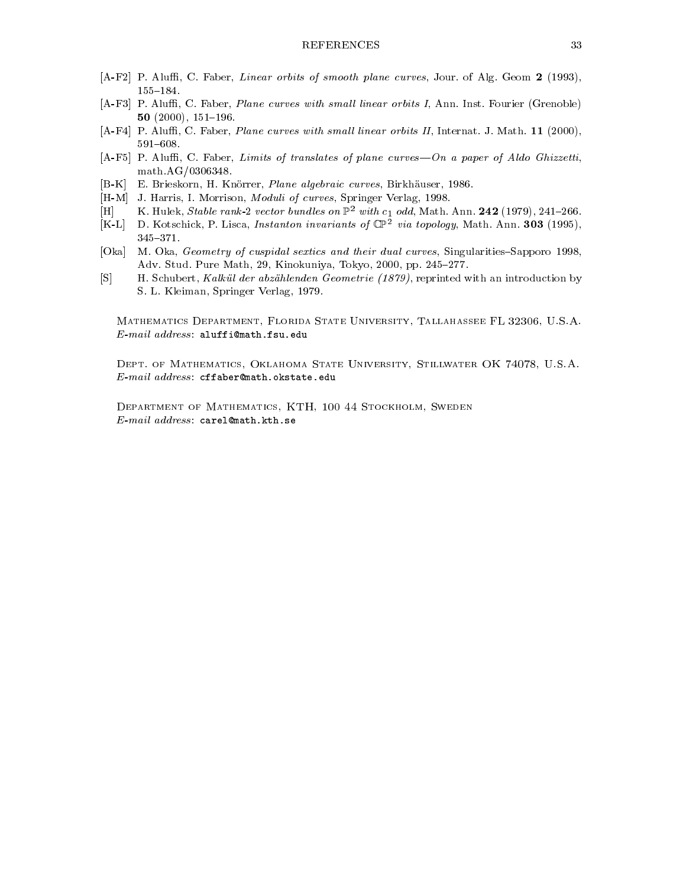- [A-F2] P. Aluffi, C. Faber, *Linear orbits of smooth plane curves*, Jour. of Alg. Geom **2** (1993), 155–184.
- [A-F3] P. Aluffi, C. Faber, *Plane curves with small linear orbits I*, Ann. Inst. Fourier (Grenoble) **50** (2000), 151–196.
- [A-F4] P. Aluffi, C. Faber, *Plane curves with small linear orbits II*, Internat. J. Math. **11** (2000), 591–608.
- [A-F5] P. Aluffi, C. Faber, *Limits of translates of plane curves—On a paper of Aldo Ghizzetti*, math.AG/0306348.
- [B-K] E. Brieskorn, H. Knörrer, *Plane algebraic curves*, Birkhäuser, 1986.
- [H-M] J. Harris, I. Morrison, *Moduli of curves*, Springer Verlag, 1998.
- [H] K. Hulek, *Stable rank-2 vector bundles on $\mathbb{P}^2$ with $c_1$ odd*, Math. Ann. **242** (1979), 241–266.
- [K-L] D. Kotschick, P. Lisca, *Instanton invariants of $\mathbb{CP}^2$ via topology*, Math. Ann. **303** (1995), 345–371.
- [Oka] M. Oka, *Geometry of cuspidal sextics and their dual curves*, Singularities–Sapporo 1998, Adv. Stud. Pure Math, 29, Kinokuniya, Tokyo, 2000, pp. 245–277.
- [S] H. Schubert, *Kalkül der abzählenden Geometrie (1879)*, reprinted with an introduction by S. L. Kleiman, Springer Verlag, 1979.

Mathematics Department, Florida State University, Tallahassee FL 32306, U.S.A.
*E-mail address*: aluffi@math.fsu.edu

Dept. of Mathematics, Oklahoma State University, Stillwater OK 74078, U.S.A.
*E-mail address*: cffaber@math.okstate.edu

Department of Mathematics, KTH, 100 44 Stockholm, Sweden
*E-mail address*: carel@math.kth.se